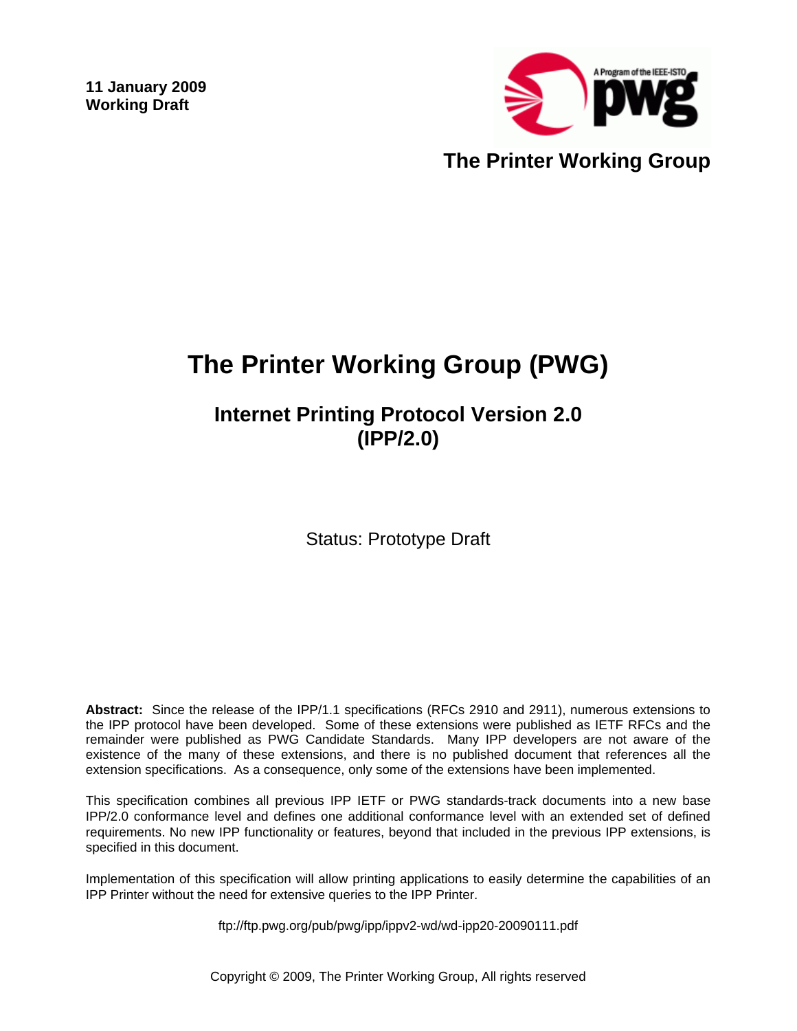**11 January 2009**
**Working Draft**

**The Printer Working Group**

# The Printer Working Group (PWG)

## Internet Printing Protocol Version 2.0 (IPP/2.0)

Status: Prototype Draft

**Abstract:** Since the release of the IPP/1.1 specifications (RFCs 2910 and 2911), numerous extensions to the IPP protocol have been developed. Some of these extensions were published as IETF RFCs and the remainder were published as PWG Candidate Standards. Many IPP developers are not aware of the existence of the many of these extensions, and there is no published document that references all the extension specifications. As a consequence, only some of the extensions have been implemented.

This specification combines all previous IPP IETF or PWG standards-track documents into a new base IPP/2.0 conformance level and defines one additional conformance level with an extended set of defined requirements. No new IPP functionality or features, beyond that included in the previous IPP extensions, is specified in this document.

Implementation of this specification will allow printing applications to easily determine the capabilities of an IPP Printer without the need for extensive queries to the IPP Printer.

ftp://ftp.pwg.org/pub/pwg/ipp/ippv2-wd/wd-ipp20-20090111.pdf

Copyright © 2009, The Printer Working Group, All rights reserved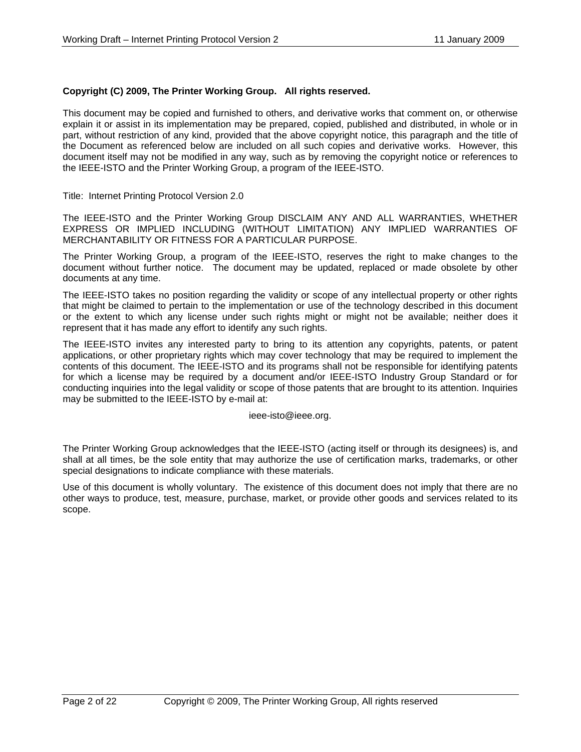**Copyright (C) 2009, The Printer Working Group. All rights reserved.**

This document may be copied and furnished to others, and derivative works that comment on, or otherwise explain it or assist in its implementation may be prepared, copied, published and distributed, in whole or in part, without restriction of any kind, provided that the above copyright notice, this paragraph and the title of the Document as referenced below are included on all such copies and derivative works. However, this document itself may not be modified in any way, such as by removing the copyright notice or references to the IEEE-ISTO and the Printer Working Group, a program of the IEEE-ISTO.

Title: Internet Printing Protocol Version 2.0

The IEEE-ISTO and the Printer Working Group DISCLAIM ANY AND ALL WARRANTIES, WHETHER EXPRESS OR IMPLIED INCLUDING (WITHOUT LIMITATION) ANY IMPLIED WARRANTIES OF MERCHANTABILITY OR FITNESS FOR A PARTICULAR PURPOSE.

The Printer Working Group, a program of the IEEE-ISTO, reserves the right to make changes to the document without further notice. The document may be updated, replaced or made obsolete by other documents at any time.

The IEEE-ISTO takes no position regarding the validity or scope of any intellectual property or other rights that might be claimed to pertain to the implementation or use of the technology described in this document or the extent to which any license under such rights might or might not be available; neither does it represent that it has made any effort to identify any such rights.

The IEEE-ISTO invites any interested party to bring to its attention any copyrights, patents, or patent applications, or other proprietary rights which may cover technology that may be required to implement the contents of this document. The IEEE-ISTO and its programs shall not be responsible for identifying patents for which a license may be required by a document and/or IEEE-ISTO Industry Group Standard or for conducting inquiries into the legal validity or scope of those patents that are brought to its attention. Inquiries may be submitted to the IEEE-ISTO by e-mail at:

ieee-isto@ieee.org.

The Printer Working Group acknowledges that the IEEE-ISTO (acting itself or through its designees) is, and shall at all times, be the sole entity that may authorize the use of certification marks, trademarks, or other special designations to indicate compliance with these materials.

Use of this document is wholly voluntary. The existence of this document does not imply that there are no other ways to produce, test, measure, purchase, market, or provide other goods and services related to its scope.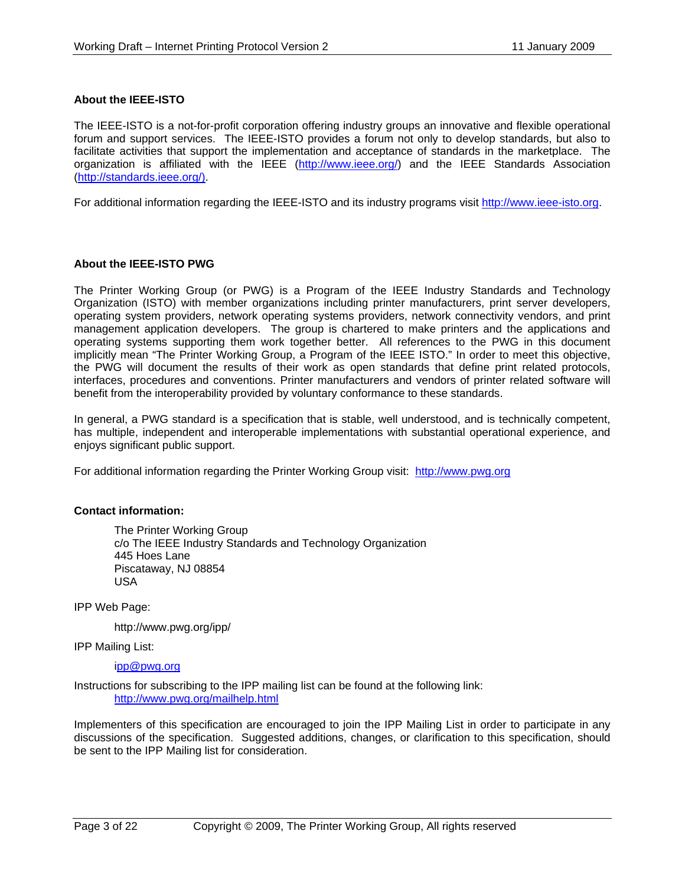**About the IEEE-ISTO**

The IEEE-ISTO is a not-for-profit corporation offering industry groups an innovative and flexible operational forum and support services. The IEEE-ISTO provides a forum not only to develop standards, but also to facilitate activities that support the implementation and acceptance of standards in the marketplace. The organization is affiliated with the IEEE (http://www.ieee.org/) and the IEEE Standards Association (http://standards.ieee.org/).

For additional information regarding the IEEE-ISTO and its industry programs visit http://www.ieee-isto.org.

**About the IEEE-ISTO PWG**

The Printer Working Group (or PWG) is a Program of the IEEE Industry Standards and Technology Organization (ISTO) with member organizations including printer manufacturers, print server developers, operating system providers, network operating systems providers, network connectivity vendors, and print management application developers. The group is chartered to make printers and the applications and operating systems supporting them work together better. All references to the PWG in this document implicitly mean "The Printer Working Group, a Program of the IEEE ISTO." In order to meet this objective, the PWG will document the results of their work as open standards that define print related protocols, interfaces, procedures and conventions. Printer manufacturers and vendors of printer related software will benefit from the interoperability provided by voluntary conformance to these standards.

In general, a PWG standard is a specification that is stable, well understood, and is technically competent, has multiple, independent and interoperable implementations with substantial operational experience, and enjoys significant public support.

For additional information regarding the Printer Working Group visit: http://www.pwg.org

**Contact information:**

> The Printer Working Group
> c/o The IEEE Industry Standards and Technology Organization
> 445 Hoes Lane
> Piscataway, NJ 08854
> USA

IPP Web Page:

> http://www.pwg.org/ipp/

IPP Mailing List:

> ipp@pwg.org

Instructions for subscribing to the IPP mailing list can be found at the following link:

> http://www.pwg.org/mailhelp.html

Implementers of this specification are encouraged to join the IPP Mailing List in order to participate in any discussions of the specification. Suggested additions, changes, or clarification to this specification, should be sent to the IPP Mailing list for consideration.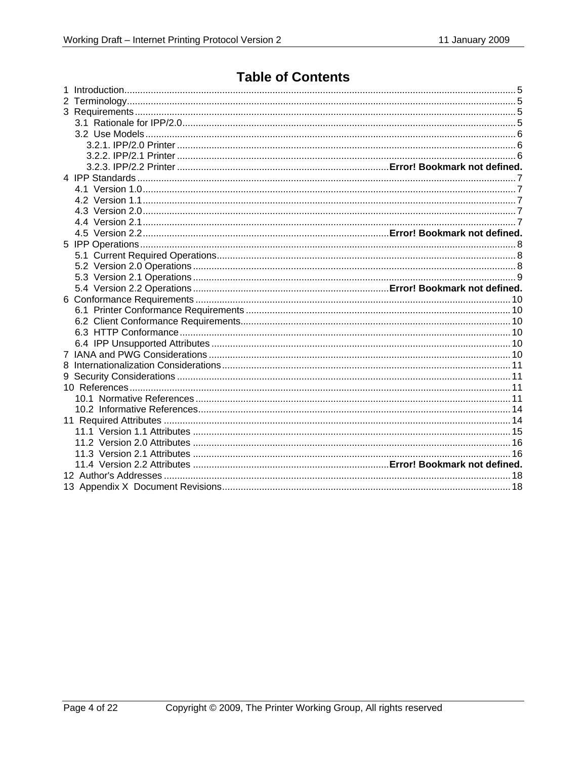# Table of Contents

1 Introduction .......... 5
2 Terminology .......... 5
3 Requirements .......... 5
  3.1 Rationale for IPP/2.0 .......... 5
  3.2 Use Models .......... 6
    3.2.1. IPP/2.0 Printer .......... 6
    3.2.2. IPP/2.1 Printer .......... 6
    3.2.3. IPP/2.2 Printer .......... **Error! Bookmark not defined.**
4 IPP Standards .......... 7
  4.1 Version 1.0 .......... 7
  4.2 Version 1.1 .......... 7
  4.3 Version 2.0 .......... 7
  4.4 Version 2.1 .......... 7
  4.5 Version 2.2 .......... **Error! Bookmark not defined.**
5 IPP Operations .......... 8
  5.1 Current Required Operations .......... 8
  5.2 Version 2.0 Operations .......... 8
  5.3 Version 2.1 Operations .......... 9
  5.4 Version 2.2 Operations .......... **Error! Bookmark not defined.**
6 Conformance Requirements .......... 10
  6.1 Printer Conformance Requirements .......... 10
  6.2 Client Conformance Requirements .......... 10
  6.3 HTTP Conformance .......... 10
  6.4 IPP Unsupported Attributes .......... 10
7 IANA and PWG Considerations .......... 10
8 Internationalization Considerations .......... 11
9 Security Considerations .......... 11
10 References .......... 11
  10.1 Normative References .......... 11
  10.2 Informative References .......... 14
11 Required Attributes .......... 14
  11.1 Version 1.1 Attributes .......... 15
  11.2 Version 2.0 Attributes .......... 16
  11.3 Version 2.1 Attributes .......... 16
  11.4 Version 2.2 Attributes .......... **Error! Bookmark not defined.**
12 Author's Addresses .......... 18
13 Appendix X Document Revisions .......... 18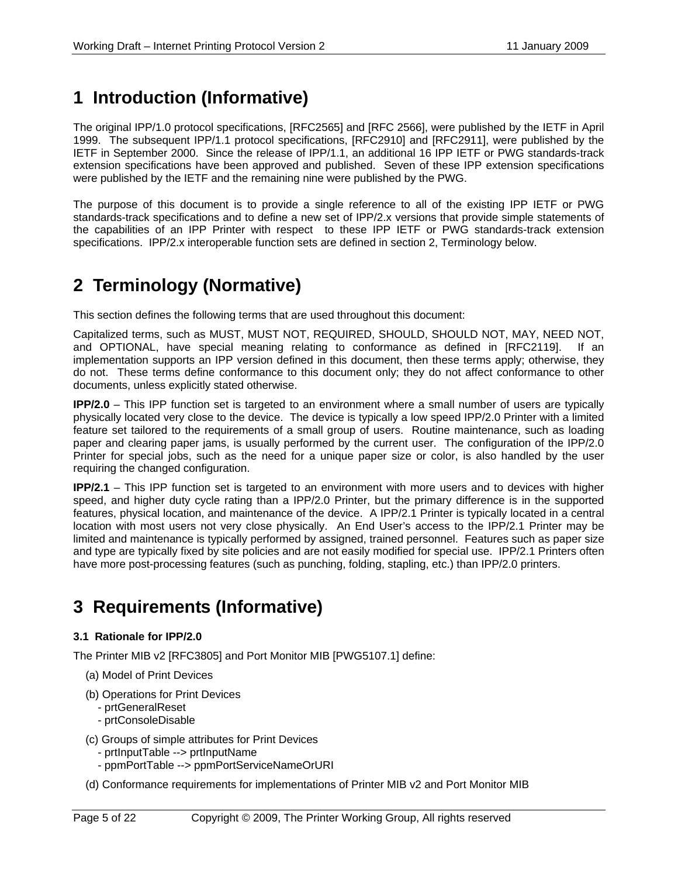# 1 Introduction (Informative)

The original IPP/1.0 protocol specifications, [RFC2565] and [RFC 2566], were published by the IETF in April 1999. The subsequent IPP/1.1 protocol specifications, [RFC2910] and [RFC2911], were published by the IETF in September 2000. Since the release of IPP/1.1, an additional 16 IPP IETF or PWG standards-track extension specifications have been approved and published. Seven of these IPP extension specifications were published by the IETF and the remaining nine were published by the PWG.

The purpose of this document is to provide a single reference to all of the existing IPP IETF or PWG standards-track specifications and to define a new set of IPP/2.x versions that provide simple statements of the capabilities of an IPP Printer with respect to these IPP IETF or PWG standards-track extension specifications. IPP/2.x interoperable function sets are defined in section 2, Terminology below.

# 2 Terminology (Normative)

This section defines the following terms that are used throughout this document:

Capitalized terms, such as MUST, MUST NOT, REQUIRED, SHOULD, SHOULD NOT, MAY, NEED NOT, and OPTIONAL, have special meaning relating to conformance as defined in [RFC2119]. If an implementation supports an IPP version defined in this document, then these terms apply; otherwise, they do not. These terms define conformance to this document only; they do not affect conformance to other documents, unless explicitly stated otherwise.

**IPP/2.0** – This IPP function set is targeted to an environment where a small number of users are typically physically located very close to the device. The device is typically a low speed IPP/2.0 Printer with a limited feature set tailored to the requirements of a small group of users. Routine maintenance, such as loading paper and clearing paper jams, is usually performed by the current user. The configuration of the IPP/2.0 Printer for special jobs, such as the need for a unique paper size or color, is also handled by the user requiring the changed configuration.

**IPP/2.1** – This IPP function set is targeted to an environment with more users and to devices with higher speed, and higher duty cycle rating than a IPP/2.0 Printer, but the primary difference is in the supported features, physical location, and maintenance of the device. A IPP/2.1 Printer is typically located in a central location with most users not very close physically. An End User's access to the IPP/2.1 Printer may be limited and maintenance is typically performed by assigned, trained personnel. Features such as paper size and type are typically fixed by site policies and are not easily modified for special use. IPP/2.1 Printers often have more post-processing features (such as punching, folding, stapling, etc.) than IPP/2.0 printers.

# 3 Requirements (Informative)

### 3.1 Rationale for IPP/2.0

The Printer MIB v2 [RFC3805] and Port Monitor MIB [PWG5107.1] define:

(a) Model of Print Devices

(b) Operations for Print Devices
  - prtGeneralReset
  - prtConsoleDisable

(c) Groups of simple attributes for Print Devices
  - prtInputTable --> prtInputName
  - ppmPortTable --> ppmPortServiceNameOrURI

(d) Conformance requirements for implementations of Printer MIB v2 and Port Monitor MIB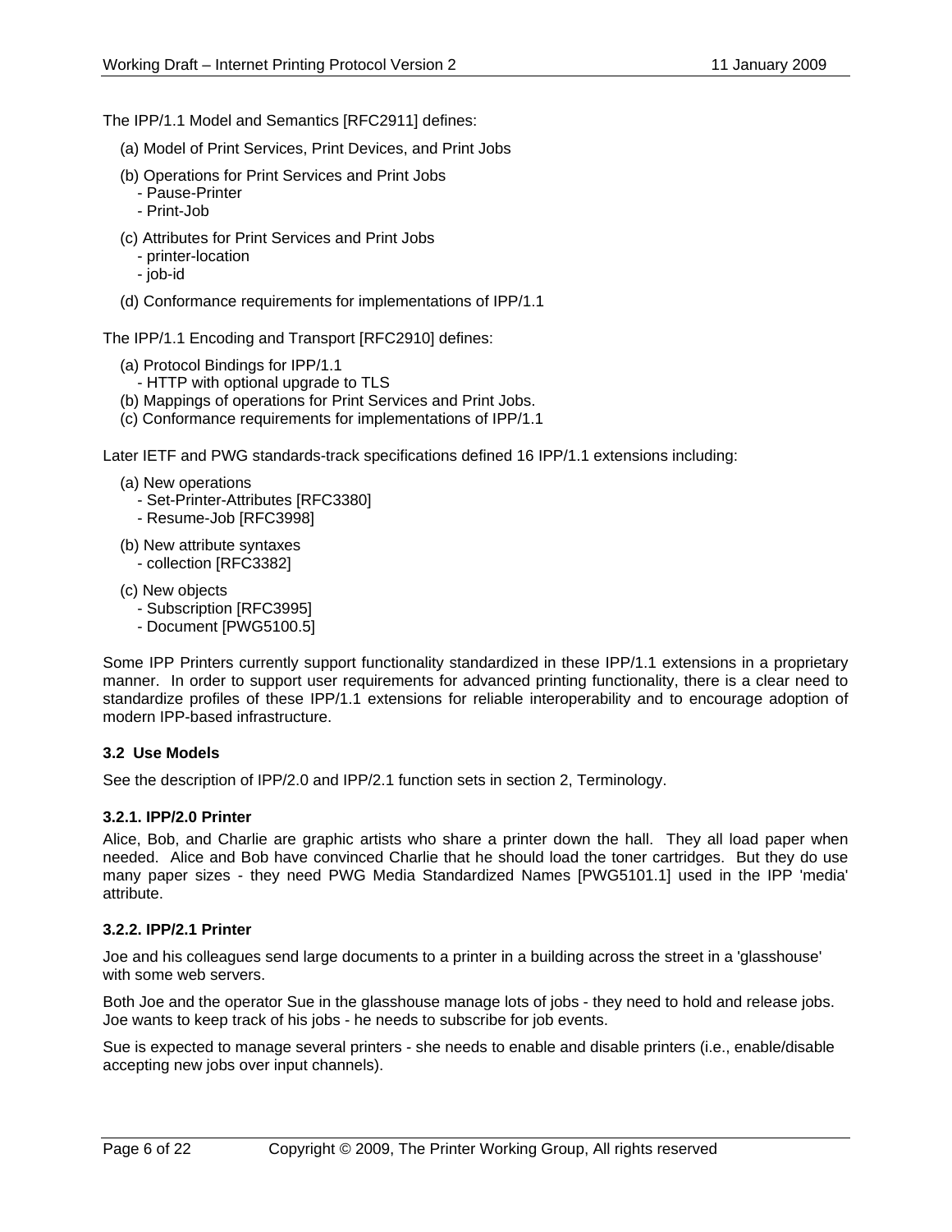The IPP/1.1 Model and Semantics [RFC2911] defines:

(a) Model of Print Services, Print Devices, and Print Jobs

(b) Operations for Print Services and Print Jobs
  - Pause-Printer
  - Print-Job

(c) Attributes for Print Services and Print Jobs
  - printer-location
  - job-id

(d) Conformance requirements for implementations of IPP/1.1

The IPP/1.1 Encoding and Transport [RFC2910] defines:

(a) Protocol Bindings for IPP/1.1
  - HTTP with optional upgrade to TLS
(b) Mappings of operations for Print Services and Print Jobs.
(c) Conformance requirements for implementations of IPP/1.1

Later IETF and PWG standards-track specifications defined 16 IPP/1.1 extensions including:

(a) New operations
  - Set-Printer-Attributes [RFC3380]
  - Resume-Job [RFC3998]

(b) New attribute syntaxes
  - collection [RFC3382]

(c) New objects
  - Subscription [RFC3995]
  - Document [PWG5100.5]

Some IPP Printers currently support functionality standardized in these IPP/1.1 extensions in a proprietary manner. In order to support user requirements for advanced printing functionality, there is a clear need to standardize profiles of these IPP/1.1 extensions for reliable interoperability and to encourage adoption of modern IPP-based infrastructure.

### 3.2 Use Models

See the description of IPP/2.0 and IPP/2.1 function sets in section 2, Terminology.

#### 3.2.1. IPP/2.0 Printer

Alice, Bob, and Charlie are graphic artists who share a printer down the hall. They all load paper when needed. Alice and Bob have convinced Charlie that he should load the toner cartridges. But they do use many paper sizes - they need PWG Media Standardized Names [PWG5101.1] used in the IPP 'media' attribute.

#### 3.2.2. IPP/2.1 Printer

Joe and his colleagues send large documents to a printer in a building across the street in a 'glasshouse' with some web servers.

Both Joe and the operator Sue in the glasshouse manage lots of jobs - they need to hold and release jobs. Joe wants to keep track of his jobs - he needs to subscribe for job events.

Sue is expected to manage several printers - she needs to enable and disable printers (i.e., enable/disable accepting new jobs over input channels).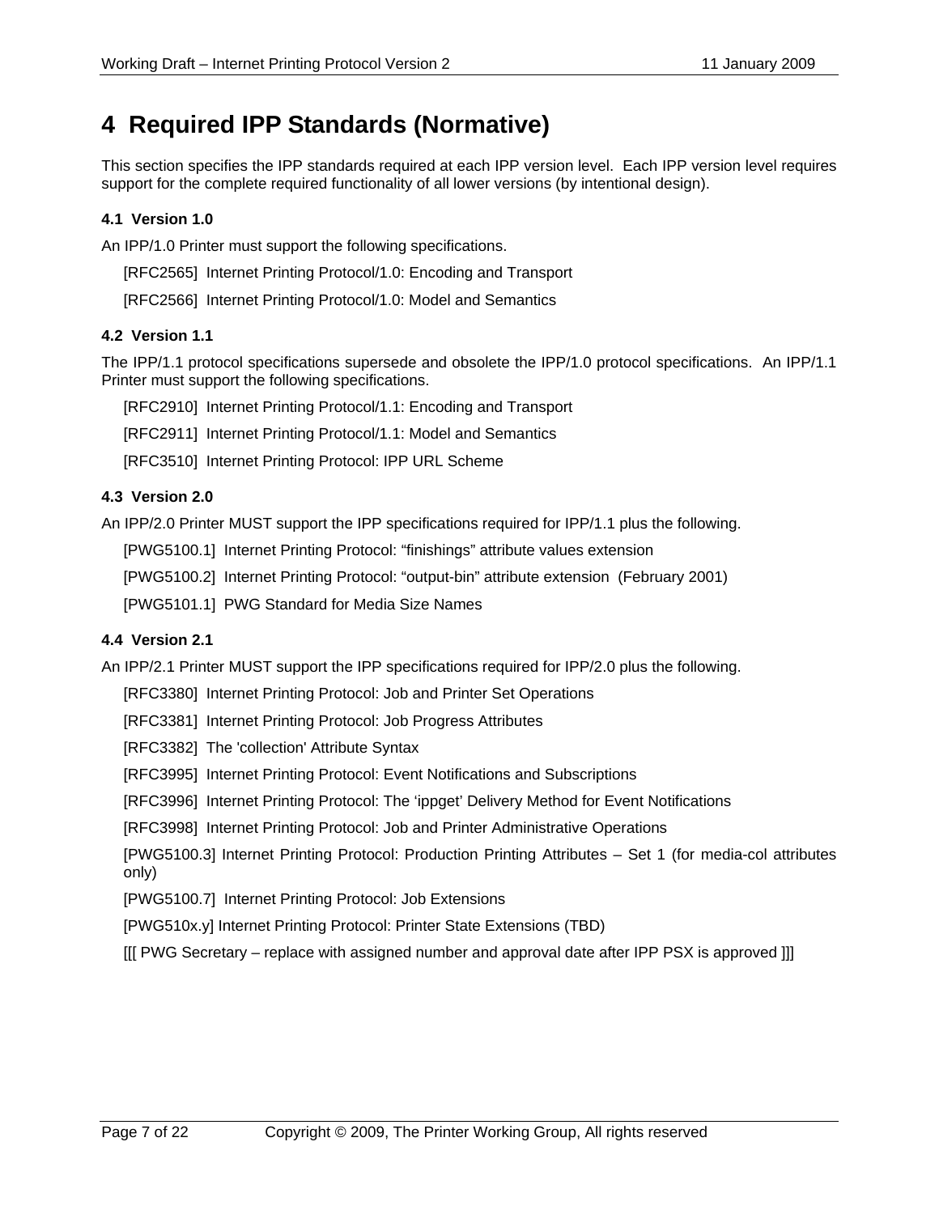# 4 Required IPP Standards (Normative)

This section specifies the IPP standards required at each IPP version level. Each IPP version level requires support for the complete required functionality of all lower versions (by intentional design).

### 4.1 Version 1.0

An IPP/1.0 Printer must support the following specifications.

[RFC2565] Internet Printing Protocol/1.0: Encoding and Transport

[RFC2566] Internet Printing Protocol/1.0: Model and Semantics

### 4.2 Version 1.1

The IPP/1.1 protocol specifications supersede and obsolete the IPP/1.0 protocol specifications. An IPP/1.1 Printer must support the following specifications.

[RFC2910] Internet Printing Protocol/1.1: Encoding and Transport

[RFC2911] Internet Printing Protocol/1.1: Model and Semantics

[RFC3510] Internet Printing Protocol: IPP URL Scheme

### 4.3 Version 2.0

An IPP/2.0 Printer MUST support the IPP specifications required for IPP/1.1 plus the following.

[PWG5100.1] Internet Printing Protocol: "finishings" attribute values extension

[PWG5100.2] Internet Printing Protocol: "output-bin" attribute extension (February 2001)

[PWG5101.1] PWG Standard for Media Size Names

### 4.4 Version 2.1

An IPP/2.1 Printer MUST support the IPP specifications required for IPP/2.0 plus the following.

[RFC3380] Internet Printing Protocol: Job and Printer Set Operations

[RFC3381] Internet Printing Protocol: Job Progress Attributes

[RFC3382] The 'collection' Attribute Syntax

[RFC3995] Internet Printing Protocol: Event Notifications and Subscriptions

[RFC3996] Internet Printing Protocol: The 'ippget' Delivery Method for Event Notifications

[RFC3998] Internet Printing Protocol: Job and Printer Administrative Operations

[PWG5100.3] Internet Printing Protocol: Production Printing Attributes – Set 1 (for media-col attributes only)

[PWG5100.7] Internet Printing Protocol: Job Extensions

[PWG510x.y] Internet Printing Protocol: Printer State Extensions (TBD)

[[[ PWG Secretary – replace with assigned number and approval date after IPP PSX is approved ]]]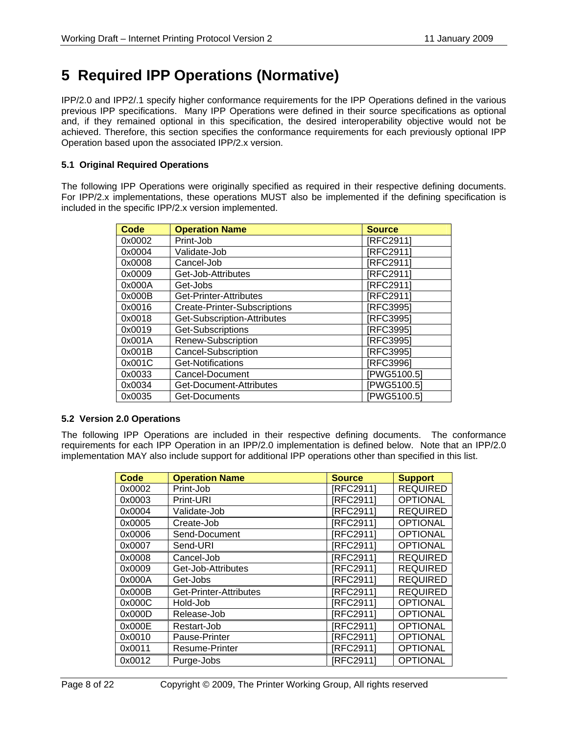# 5 Required IPP Operations (Normative)

IPP/2.0 and IPP2/.1 specify higher conformance requirements for the IPP Operations defined in the various previous IPP specifications. Many IPP Operations were defined in their source specifications as optional and, if they remained optional in this specification, the desired interoperability objective would not be achieved. Therefore, this section specifies the conformance requirements for each previously optional IPP Operation based upon the associated IPP/2.x version.

### 5.1 Original Required Operations

The following IPP Operations were originally specified as required in their respective defining documents. For IPP/2.x implementations, these operations MUST also be implemented if the defining specification is included in the specific IPP/2.x version implemented.

| Code | Operation Name | Source |
|---|---|---|
| 0x0002 | Print-Job | [RFC2911] |
| 0x0004 | Validate-Job | [RFC2911] |
| 0x0008 | Cancel-Job | [RFC2911] |
| 0x0009 | Get-Job-Attributes | [RFC2911] |
| 0x000A | Get-Jobs | [RFC2911] |
| 0x000B | Get-Printer-Attributes | [RFC2911] |
| 0x0016 | Create-Printer-Subscriptions | [RFC3995] |
| 0x0018 | Get-Subscription-Attributes | [RFC3995] |
| 0x0019 | Get-Subscriptions | [RFC3995] |
| 0x001A | Renew-Subscription | [RFC3995] |
| 0x001B | Cancel-Subscription | [RFC3995] |
| 0x001C | Get-Notifications | [RFC3996] |
| 0x0033 | Cancel-Document | [PWG5100.5] |
| 0x0034 | Get-Document-Attributes | [PWG5100.5] |
| 0x0035 | Get-Documents | [PWG5100.5] |

### 5.2 Version 2.0 Operations

The following IPP Operations are included in their respective defining documents. The conformance requirements for each IPP Operation in an IPP/2.0 implementation is defined below. Note that an IPP/2.0 implementation MAY also include support for additional IPP operations other than specified in this list.

| Code | Operation Name | Source | Support |
|---|---|---|---|
| 0x0002 | Print-Job | [RFC2911] | REQUIRED |
| 0x0003 | Print-URI | [RFC2911] | OPTIONAL |
| 0x0004 | Validate-Job | [RFC2911] | REQUIRED |
| 0x0005 | Create-Job | [RFC2911] | OPTIONAL |
| 0x0006 | Send-Document | [RFC2911] | OPTIONAL |
| 0x0007 | Send-URI | [RFC2911] | OPTIONAL |
| 0x0008 | Cancel-Job | [RFC2911] | REQUIRED |
| 0x0009 | Get-Job-Attributes | [RFC2911] | REQUIRED |
| 0x000A | Get-Jobs | [RFC2911] | REQUIRED |
| 0x000B | Get-Printer-Attributes | [RFC2911] | REQUIRED |
| 0x000C | Hold-Job | [RFC2911] | OPTIONAL |
| 0x000D | Release-Job | [RFC2911] | OPTIONAL |
| 0x000E | Restart-Job | [RFC2911] | OPTIONAL |
| 0x0010 | Pause-Printer | [RFC2911] | OPTIONAL |
| 0x0011 | Resume-Printer | [RFC2911] | OPTIONAL |
| 0x0012 | Purge-Jobs | [RFC2911] | OPTIONAL |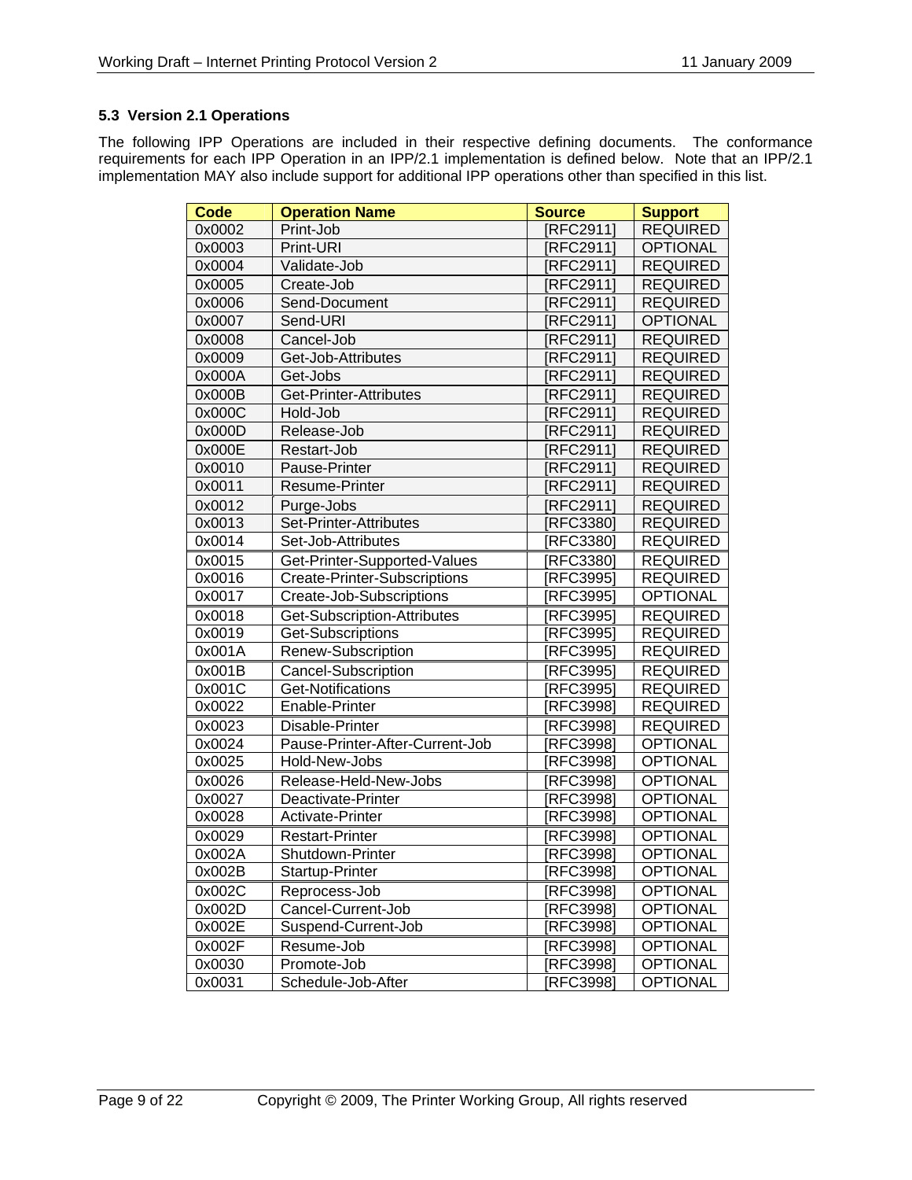### 5.3 Version 2.1 Operations

The following IPP Operations are included in their respective defining documents. The conformance requirements for each IPP Operation in an IPP/2.1 implementation is defined below. Note that an IPP/2.1 implementation MAY also include support for additional IPP operations other than specified in this list.

| Code | Operation Name | Source | Support |
|---|---|---|---|
| 0x0002 | Print-Job | [RFC2911] | REQUIRED |
| 0x0003 | Print-URI | [RFC2911] | OPTIONAL |
| 0x0004 | Validate-Job | [RFC2911] | REQUIRED |
| 0x0005 | Create-Job | [RFC2911] | REQUIRED |
| 0x0006 | Send-Document | [RFC2911] | REQUIRED |
| 0x0007 | Send-URI | [RFC2911] | OPTIONAL |
| 0x0008 | Cancel-Job | [RFC2911] | REQUIRED |
| 0x0009 | Get-Job-Attributes | [RFC2911] | REQUIRED |
| 0x000A | Get-Jobs | [RFC2911] | REQUIRED |
| 0x000B | Get-Printer-Attributes | [RFC2911] | REQUIRED |
| 0x000C | Hold-Job | [RFC2911] | REQUIRED |
| 0x000D | Release-Job | [RFC2911] | REQUIRED |
| 0x000E | Restart-Job | [RFC2911] | REQUIRED |
| 0x0010 | Pause-Printer | [RFC2911] | REQUIRED |
| 0x0011 | Resume-Printer | [RFC2911] | REQUIRED |
| 0x0012 | Purge-Jobs | [RFC2911] | REQUIRED |
| 0x0013 | Set-Printer-Attributes | [RFC3380] | REQUIRED |
| 0x0014 | Set-Job-Attributes | [RFC3380] | REQUIRED |
| 0x0015 | Get-Printer-Supported-Values | [RFC3380] | REQUIRED |
| 0x0016 | Create-Printer-Subscriptions | [RFC3995] | REQUIRED |
| 0x0017 | Create-Job-Subscriptions | [RFC3995] | OPTIONAL |
| 0x0018 | Get-Subscription-Attributes | [RFC3995] | REQUIRED |
| 0x0019 | Get-Subscriptions | [RFC3995] | REQUIRED |
| 0x001A | Renew-Subscription | [RFC3995] | REQUIRED |
| 0x001B | Cancel-Subscription | [RFC3995] | REQUIRED |
| 0x001C | Get-Notifications | [RFC3995] | REQUIRED |
| 0x0022 | Enable-Printer | [RFC3998] | REQUIRED |
| 0x0023 | Disable-Printer | [RFC3998] | REQUIRED |
| 0x0024 | Pause-Printer-After-Current-Job | [RFC3998] | OPTIONAL |
| 0x0025 | Hold-New-Jobs | [RFC3998] | OPTIONAL |
| 0x0026 | Release-Held-New-Jobs | [RFC3998] | OPTIONAL |
| 0x0027 | Deactivate-Printer | [RFC3998] | OPTIONAL |
| 0x0028 | Activate-Printer | [RFC3998] | OPTIONAL |
| 0x0029 | Restart-Printer | [RFC3998] | OPTIONAL |
| 0x002A | Shutdown-Printer | [RFC3998] | OPTIONAL |
| 0x002B | Startup-Printer | [RFC3998] | OPTIONAL |
| 0x002C | Reprocess-Job | [RFC3998] | OPTIONAL |
| 0x002D | Cancel-Current-Job | [RFC3998] | OPTIONAL |
| 0x002E | Suspend-Current-Job | [RFC3998] | OPTIONAL |
| 0x002F | Resume-Job | [RFC3998] | OPTIONAL |
| 0x0030 | Promote-Job | [RFC3998] | OPTIONAL |
| 0x0031 | Schedule-Job-After | [RFC3998] | OPTIONAL |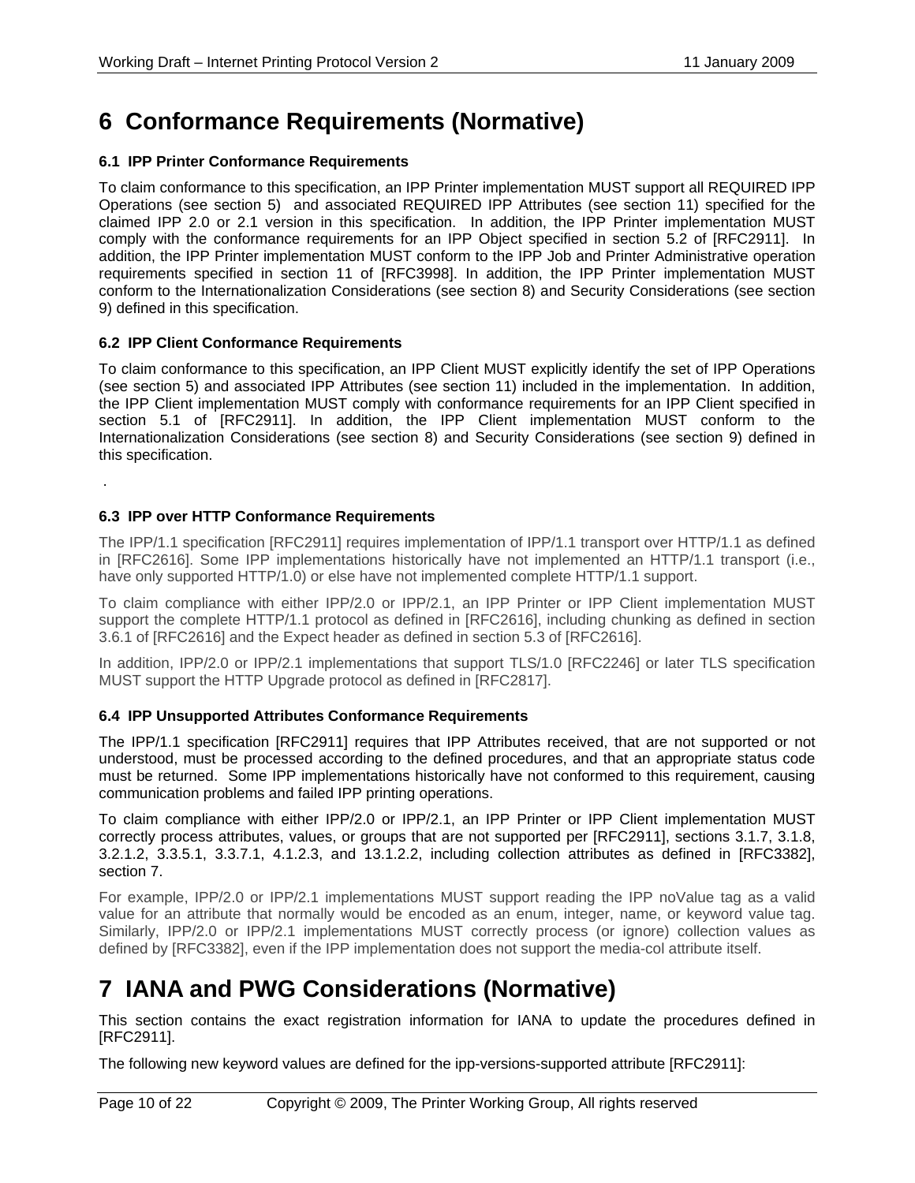# 6 Conformance Requirements (Normative)

### 6.1 IPP Printer Conformance Requirements

To claim conformance to this specification, an IPP Printer implementation MUST support all REQUIRED IPP Operations (see section 5) and associated REQUIRED IPP Attributes (see section 11) specified for the claimed IPP 2.0 or 2.1 version in this specification. In addition, the IPP Printer implementation MUST comply with the conformance requirements for an IPP Object specified in section 5.2 of [RFC2911]. In addition, the IPP Printer implementation MUST conform to the IPP Job and Printer Administrative operation requirements specified in section 11 of [RFC3998]. In addition, the IPP Printer implementation MUST conform to the Internationalization Considerations (see section 8) and Security Considerations (see section 9) defined in this specification.

### 6.2 IPP Client Conformance Requirements

To claim conformance to this specification, an IPP Client MUST explicitly identify the set of IPP Operations (see section 5) and associated IPP Attributes (see section 11) included in the implementation. In addition, the IPP Client implementation MUST comply with conformance requirements for an IPP Client specified in section 5.1 of [RFC2911]. In addition, the IPP Client implementation MUST conform to the Internationalization Considerations (see section 8) and Security Considerations (see section 9) defined in this specification.

.

### 6.3 IPP over HTTP Conformance Requirements

The IPP/1.1 specification [RFC2911] requires implementation of IPP/1.1 transport over HTTP/1.1 as defined in [RFC2616]. Some IPP implementations historically have not implemented an HTTP/1.1 transport (i.e., have only supported HTTP/1.0) or else have not implemented complete HTTP/1.1 support.

To claim compliance with either IPP/2.0 or IPP/2.1, an IPP Printer or IPP Client implementation MUST support the complete HTTP/1.1 protocol as defined in [RFC2616], including chunking as defined in section 3.6.1 of [RFC2616] and the Expect header as defined in section 5.3 of [RFC2616].

In addition, IPP/2.0 or IPP/2.1 implementations that support TLS/1.0 [RFC2246] or later TLS specification MUST support the HTTP Upgrade protocol as defined in [RFC2817].

### 6.4 IPP Unsupported Attributes Conformance Requirements

The IPP/1.1 specification [RFC2911] requires that IPP Attributes received, that are not supported or not understood, must be processed according to the defined procedures, and that an appropriate status code must be returned. Some IPP implementations historically have not conformed to this requirement, causing communication problems and failed IPP printing operations.

To claim compliance with either IPP/2.0 or IPP/2.1, an IPP Printer or IPP Client implementation MUST correctly process attributes, values, or groups that are not supported per [RFC2911], sections 3.1.7, 3.1.8, 3.2.1.2, 3.3.5.1, 3.3.7.1, 4.1.2.3, and 13.1.2.2, including collection attributes as defined in [RFC3382], section 7.

For example, IPP/2.0 or IPP/2.1 implementations MUST support reading the IPP noValue tag as a valid value for an attribute that normally would be encoded as an enum, integer, name, or keyword value tag. Similarly, IPP/2.0 or IPP/2.1 implementations MUST correctly process (or ignore) collection values as defined by [RFC3382], even if the IPP implementation does not support the media-col attribute itself.

# 7 IANA and PWG Considerations (Normative)

This section contains the exact registration information for IANA to update the procedures defined in [RFC2911].

The following new keyword values are defined for the ipp-versions-supported attribute [RFC2911]: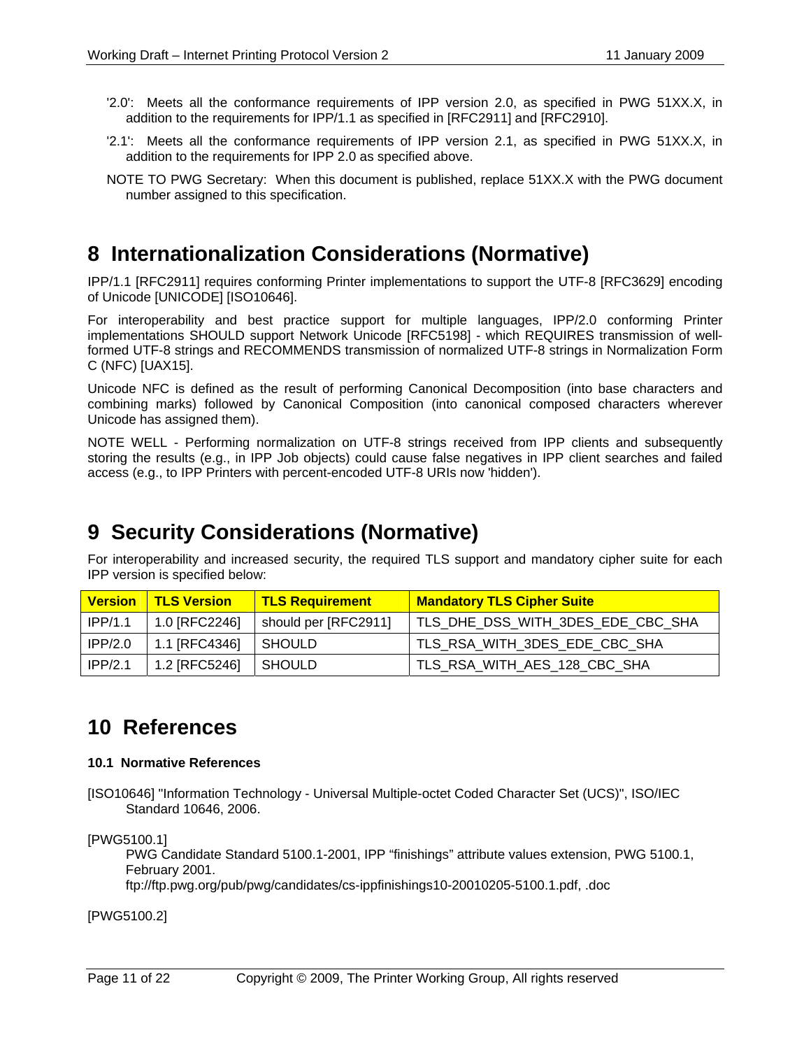'2.0': Meets all the conformance requirements of IPP version 2.0, as specified in PWG 51XX.X, in addition to the requirements for IPP/1.1 as specified in [RFC2911] and [RFC2910].

'2.1': Meets all the conformance requirements of IPP version 2.1, as specified in PWG 51XX.X, in addition to the requirements for IPP 2.0 as specified above.

NOTE TO PWG Secretary: When this document is published, replace 51XX.X with the PWG document number assigned to this specification.

# 8 Internationalization Considerations (Normative)

IPP/1.1 [RFC2911] requires conforming Printer implementations to support the UTF-8 [RFC3629] encoding of Unicode [UNICODE] [ISO10646].

For interoperability and best practice support for multiple languages, IPP/2.0 conforming Printer implementations SHOULD support Network Unicode [RFC5198] - which REQUIRES transmission of well-formed UTF-8 strings and RECOMMENDS transmission of normalized UTF-8 strings in Normalization Form C (NFC) [UAX15].

Unicode NFC is defined as the result of performing Canonical Decomposition (into base characters and combining marks) followed by Canonical Composition (into canonical composed characters wherever Unicode has assigned them).

NOTE WELL - Performing normalization on UTF-8 strings received from IPP clients and subsequently storing the results (e.g., in IPP Job objects) could cause false negatives in IPP client searches and failed access (e.g., to IPP Printers with percent-encoded UTF-8 URIs now 'hidden').

# 9 Security Considerations (Normative)

For interoperability and increased security, the required TLS support and mandatory cipher suite for each IPP version is specified below:

| Version | TLS Version | TLS Requirement | Mandatory TLS Cipher Suite |
|---|---|---|---|
| IPP/1.1 | 1.0 [RFC2246] | should per [RFC2911] | TLS_DHE_DSS_WITH_3DES_EDE_CBC_SHA |
| IPP/2.0 | 1.1 [RFC4346] | SHOULD | TLS_RSA_WITH_3DES_EDE_CBC_SHA |
| IPP/2.1 | 1.2 [RFC5246] | SHOULD | TLS_RSA_WITH_AES_128_CBC_SHA |

# 10 References

### 10.1 Normative References

[ISO10646] "Information Technology - Universal Multiple-octet Coded Character Set (UCS)", ISO/IEC Standard 10646, 2006.

[PWG5100.1]
PWG Candidate Standard 5100.1-2001, IPP “finishings” attribute values extension, PWG 5100.1, February 2001.
ftp://ftp.pwg.org/pub/pwg/candidates/cs-ippfinishings10-20010205-5100.1.pdf, .doc

[PWG5100.2]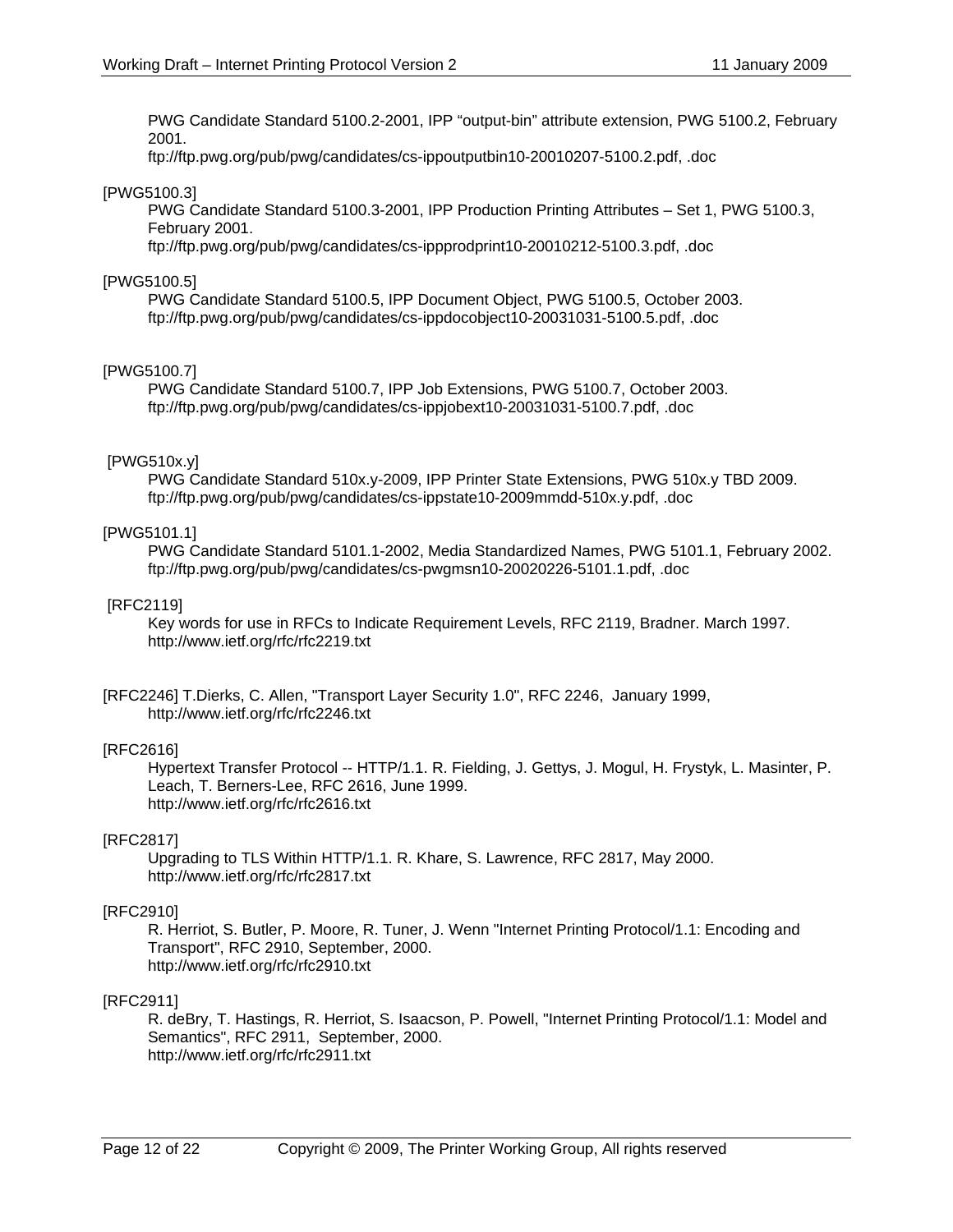PWG Candidate Standard 5100.2-2001, IPP “output-bin” attribute extension, PWG 5100.2, February 2001.
ftp://ftp.pwg.org/pub/pwg/candidates/cs-ippoutputbin10-20010207-5100.2.pdf, .doc

[PWG5100.3]
PWG Candidate Standard 5100.3-2001, IPP Production Printing Attributes – Set 1, PWG 5100.3, February 2001.
ftp://ftp.pwg.org/pub/pwg/candidates/cs-ippprodprint10-20010212-5100.3.pdf, .doc

[PWG5100.5]
PWG Candidate Standard 5100.5, IPP Document Object, PWG 5100.5, October 2003.
ftp://ftp.pwg.org/pub/pwg/candidates/cs-ippdocobject10-20031031-5100.5.pdf, .doc

[PWG5100.7]
PWG Candidate Standard 5100.7, IPP Job Extensions, PWG 5100.7, October 2003.
ftp://ftp.pwg.org/pub/pwg/candidates/cs-ippjobext10-20031031-5100.7.pdf, .doc

[PWG510x.y]
PWG Candidate Standard 510x.y-2009, IPP Printer State Extensions, PWG 510x.y TBD 2009.
ftp://ftp.pwg.org/pub/pwg/candidates/cs-ippstate10-2009mmdd-510x.y.pdf, .doc

[PWG5101.1]
PWG Candidate Standard 5101.1-2002, Media Standardized Names, PWG 5101.1, February 2002.
ftp://ftp.pwg.org/pub/pwg/candidates/cs-pwgmsn10-20020226-5101.1.pdf, .doc

[RFC2119]
Key words for use in RFCs to Indicate Requirement Levels, RFC 2119, Bradner. March 1997.
http://www.ietf.org/rfc/rfc2219.txt

[RFC2246] T.Dierks, C. Allen, "Transport Layer Security 1.0", RFC 2246, January 1999,
http://www.ietf.org/rfc/rfc2246.txt

[RFC2616]
Hypertext Transfer Protocol -- HTTP/1.1. R. Fielding, J. Gettys, J. Mogul, H. Frystyk, L. Masinter, P. Leach, T. Berners-Lee, RFC 2616, June 1999.
http://www.ietf.org/rfc/rfc2616.txt

[RFC2817]
Upgrading to TLS Within HTTP/1.1. R. Khare, S. Lawrence, RFC 2817, May 2000.
http://www.ietf.org/rfc/rfc2817.txt

[RFC2910]
R. Herriot, S. Butler, P. Moore, R. Tuner, J. Wenn "Internet Printing Protocol/1.1: Encoding and Transport", RFC 2910, September, 2000.
http://www.ietf.org/rfc/rfc2910.txt

[RFC2911]
R. deBry, T. Hastings, R. Herriot, S. Isaacson, P. Powell, "Internet Printing Protocol/1.1: Model and Semantics", RFC 2911, September, 2000.
http://www.ietf.org/rfc/rfc2911.txt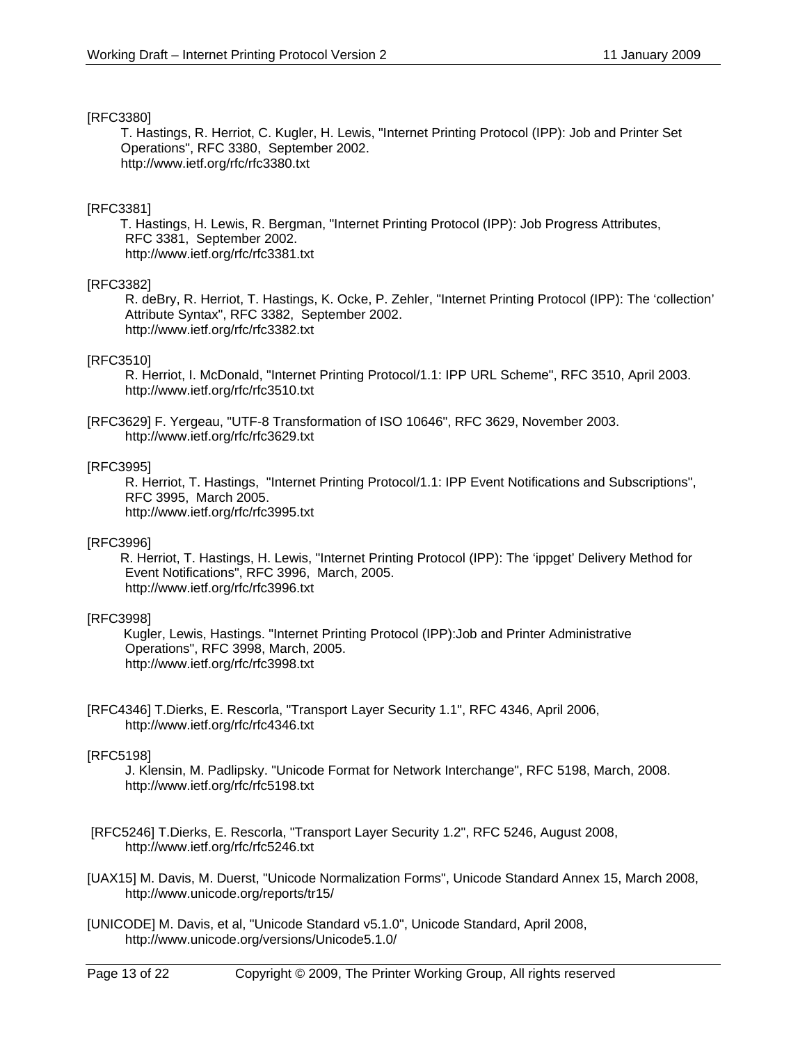[RFC3380]

T. Hastings, R. Herriot, C. Kugler, H. Lewis, "Internet Printing Protocol (IPP): Job and Printer Set Operations", RFC 3380, September 2002.
http://www.ietf.org/rfc/rfc3380.txt

[RFC3381]

T. Hastings, H. Lewis, R. Bergman, "Internet Printing Protocol (IPP): Job Progress Attributes, RFC 3381, September 2002.
http://www.ietf.org/rfc/rfc3381.txt

[RFC3382]

R. deBry, R. Herriot, T. Hastings, K. Ocke, P. Zehler, "Internet Printing Protocol (IPP): The 'collection' Attribute Syntax", RFC 3382, September 2002.
http://www.ietf.org/rfc/rfc3382.txt

[RFC3510]

R. Herriot, I. McDonald, "Internet Printing Protocol/1.1: IPP URL Scheme", RFC 3510, April 2003.
http://www.ietf.org/rfc/rfc3510.txt

[RFC3629] F. Yergeau, "UTF-8 Transformation of ISO 10646", RFC 3629, November 2003.
http://www.ietf.org/rfc/rfc3629.txt

[RFC3995]

R. Herriot, T. Hastings, "Internet Printing Protocol/1.1: IPP Event Notifications and Subscriptions", RFC 3995, March 2005.
http://www.ietf.org/rfc/rfc3995.txt

[RFC3996]

R. Herriot, T. Hastings, H. Lewis, "Internet Printing Protocol (IPP): The 'ippget' Delivery Method for Event Notifications", RFC 3996, March, 2005.
http://www.ietf.org/rfc/rfc3996.txt

[RFC3998]

Kugler, Lewis, Hastings. "Internet Printing Protocol (IPP):Job and Printer Administrative Operations", RFC 3998, March, 2005.
http://www.ietf.org/rfc/rfc3998.txt

[RFC4346] T.Dierks, E. Rescorla, "Transport Layer Security 1.1", RFC 4346, April 2006,
http://www.ietf.org/rfc/rfc4346.txt

[RFC5198]

J. Klensin, M. Padlipsky. "Unicode Format for Network Interchange", RFC 5198, March, 2008.
http://www.ietf.org/rfc/rfc5198.txt

[RFC5246] T.Dierks, E. Rescorla, "Transport Layer Security 1.2", RFC 5246, August 2008,
http://www.ietf.org/rfc/rfc5246.txt

[UAX15] M. Davis, M. Duerst, "Unicode Normalization Forms", Unicode Standard Annex 15, March 2008,
http://www.unicode.org/reports/tr15/

[UNICODE] M. Davis, et al, "Unicode Standard v5.1.0", Unicode Standard, April 2008,
http://www.unicode.org/versions/Unicode5.1.0/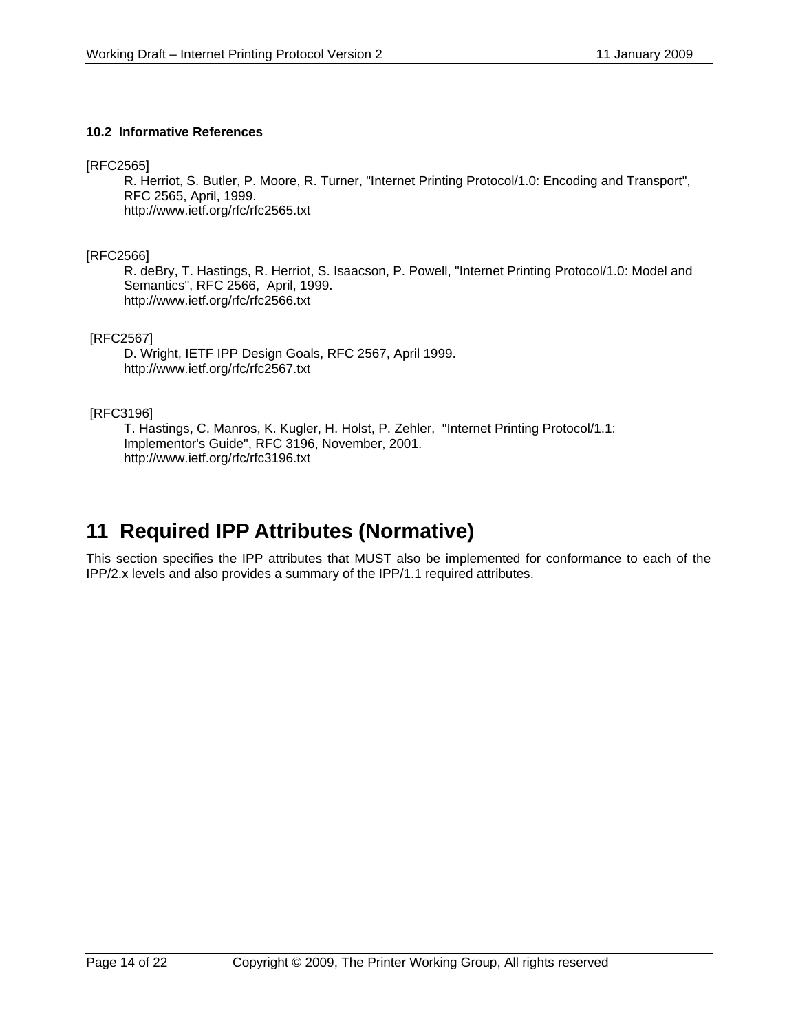### 10.2 Informative References

[RFC2565]
R. Herriot, S. Butler, P. Moore, R. Turner, "Internet Printing Protocol/1.0: Encoding and Transport", RFC 2565, April, 1999.
http://www.ietf.org/rfc/rfc2565.txt

[RFC2566]
R. deBry, T. Hastings, R. Herriot, S. Isaacson, P. Powell, "Internet Printing Protocol/1.0: Model and Semantics", RFC 2566, April, 1999.
http://www.ietf.org/rfc/rfc2566.txt

[RFC2567]
D. Wright, IETF IPP Design Goals, RFC 2567, April 1999.
http://www.ietf.org/rfc/rfc2567.txt

[RFC3196]
T. Hastings, C. Manros, K. Kugler, H. Holst, P. Zehler, "Internet Printing Protocol/1.1: Implementor's Guide", RFC 3196, November, 2001.
http://www.ietf.org/rfc/rfc3196.txt

# 11 Required IPP Attributes (Normative)

This section specifies the IPP attributes that MUST also be implemented for conformance to each of the IPP/2.x levels and also provides a summary of the IPP/1.1 required attributes.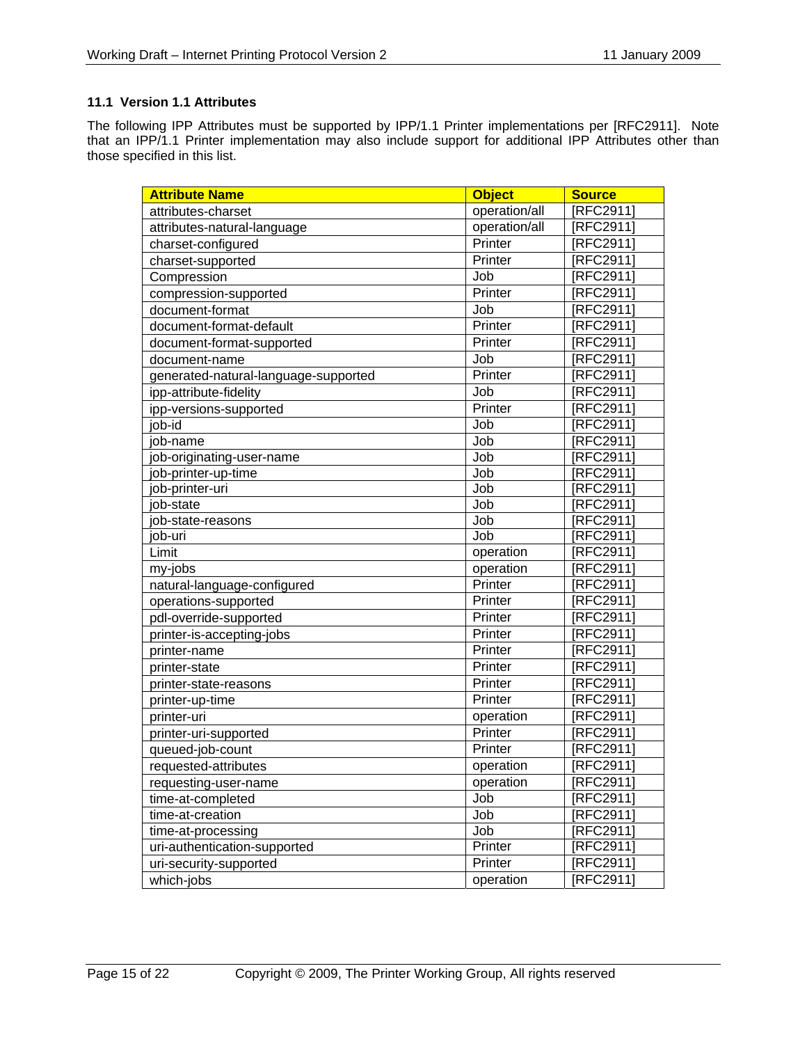### 11.1 Version 1.1 Attributes

The following IPP Attributes must be supported by IPP/1.1 Printer implementations per [RFC2911]. Note that an IPP/1.1 Printer implementation may also include support for additional IPP Attributes other than those specified in this list.

| Attribute Name | Object | Source |
|---|---|---|
| attributes-charset | operation/all | [RFC2911] |
| attributes-natural-language | operation/all | [RFC2911] |
| charset-configured | Printer | [RFC2911] |
| charset-supported | Printer | [RFC2911] |
| Compression | Job | [RFC2911] |
| compression-supported | Printer | [RFC2911] |
| document-format | Job | [RFC2911] |
| document-format-default | Printer | [RFC2911] |
| document-format-supported | Printer | [RFC2911] |
| document-name | Job | [RFC2911] |
| generated-natural-language-supported | Printer | [RFC2911] |
| ipp-attribute-fidelity | Job | [RFC2911] |
| ipp-versions-supported | Printer | [RFC2911] |
| job-id | Job | [RFC2911] |
| job-name | Job | [RFC2911] |
| job-originating-user-name | Job | [RFC2911] |
| job-printer-up-time | Job | [RFC2911] |
| job-printer-uri | Job | [RFC2911] |
| job-state | Job | [RFC2911] |
| job-state-reasons | Job | [RFC2911] |
| job-uri | Job | [RFC2911] |
| Limit | operation | [RFC2911] |
| my-jobs | operation | [RFC2911] |
| natural-language-configured | Printer | [RFC2911] |
| operations-supported | Printer | [RFC2911] |
| pdl-override-supported | Printer | [RFC2911] |
| printer-is-accepting-jobs | Printer | [RFC2911] |
| printer-name | Printer | [RFC2911] |
| printer-state | Printer | [RFC2911] |
| printer-state-reasons | Printer | [RFC2911] |
| printer-up-time | Printer | [RFC2911] |
| printer-uri | operation | [RFC2911] |
| printer-uri-supported | Printer | [RFC2911] |
| queued-job-count | Printer | [RFC2911] |
| requested-attributes | operation | [RFC2911] |
| requesting-user-name | operation | [RFC2911] |
| time-at-completed | Job | [RFC2911] |
| time-at-creation | Job | [RFC2911] |
| time-at-processing | Job | [RFC2911] |
| uri-authentication-supported | Printer | [RFC2911] |
| uri-security-supported | Printer | [RFC2911] |
| which-jobs | operation | [RFC2911] |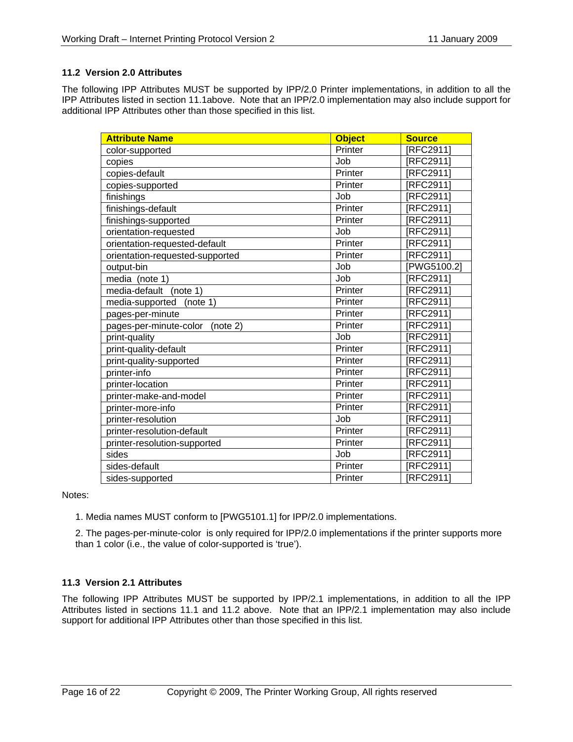### 11.2 Version 2.0 Attributes

The following IPP Attributes MUST be supported by IPP/2.0 Printer implementations, in addition to all the IPP Attributes listed in section 11.1above. Note that an IPP/2.0 implementation may also include support for additional IPP Attributes other than those specified in this list.

| Attribute Name | Object | Source |
|---|---|---|
| color-supported | Printer | [RFC2911] |
| copies | Job | [RFC2911] |
| copies-default | Printer | [RFC2911] |
| copies-supported | Printer | [RFC2911] |
| finishings | Job | [RFC2911] |
| finishings-default | Printer | [RFC2911] |
| finishings-supported | Printer | [RFC2911] |
| orientation-requested | Job | [RFC2911] |
| orientation-requested-default | Printer | [RFC2911] |
| orientation-requested-supported | Printer | [RFC2911] |
| output-bin | Job | [PWG5100.2] |
| media (note 1) | Job | [RFC2911] |
| media-default (note 1) | Printer | [RFC2911] |
| media-supported (note 1) | Printer | [RFC2911] |
| pages-per-minute | Printer | [RFC2911] |
| pages-per-minute-color (note 2) | Printer | [RFC2911] |
| print-quality | Job | [RFC2911] |
| print-quality-default | Printer | [RFC2911] |
| print-quality-supported | Printer | [RFC2911] |
| printer-info | Printer | [RFC2911] |
| printer-location | Printer | [RFC2911] |
| printer-make-and-model | Printer | [RFC2911] |
| printer-more-info | Printer | [RFC2911] |
| printer-resolution | Job | [RFC2911] |
| printer-resolution-default | Printer | [RFC2911] |
| printer-resolution-supported | Printer | [RFC2911] |
| sides | Job | [RFC2911] |
| sides-default | Printer | [RFC2911] |
| sides-supported | Printer | [RFC2911] |

Notes:

1. Media names MUST conform to [PWG5101.1] for IPP/2.0 implementations.

2. The pages-per-minute-color is only required for IPP/2.0 implementations if the printer supports more than 1 color (i.e., the value of color-supported is 'true').

### 11.3 Version 2.1 Attributes

The following IPP Attributes MUST be supported by IPP/2.1 implementations, in addition to all the IPP Attributes listed in sections 11.1 and 11.2 above. Note that an IPP/2.1 implementation may also include support for additional IPP Attributes other than those specified in this list.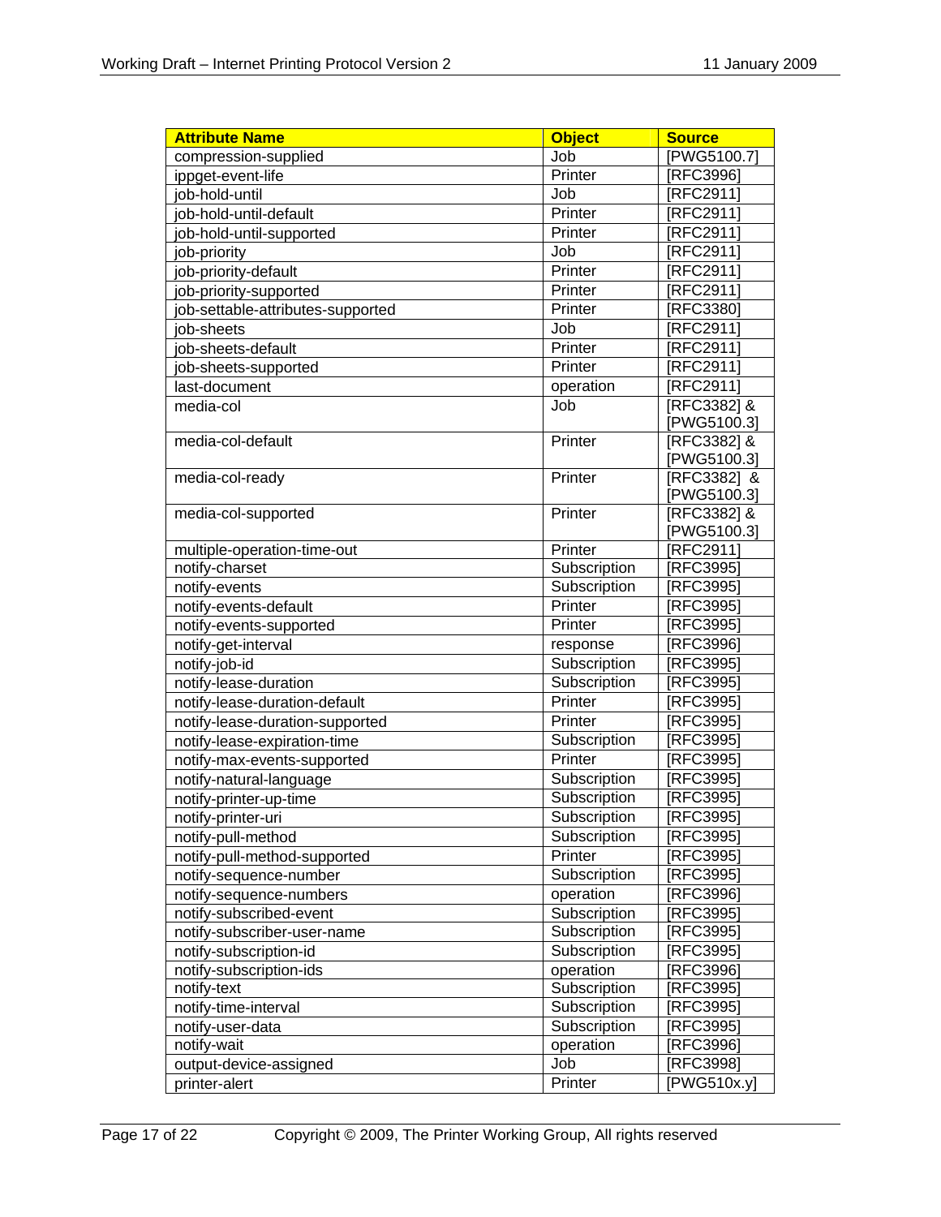| Attribute Name | Object | Source |
|---|---|---|
| compression-supplied | Job | [PWG5100.7] |
| ippget-event-life | Printer | [RFC3996] |
| job-hold-until | Job | [RFC2911] |
| job-hold-until-default | Printer | [RFC2911] |
| job-hold-until-supported | Printer | [RFC2911] |
| job-priority | Job | [RFC2911] |
| job-priority-default | Printer | [RFC2911] |
| job-priority-supported | Printer | [RFC2911] |
| job-settable-attributes-supported | Printer | [RFC3380] |
| job-sheets | Job | [RFC2911] |
| job-sheets-default | Printer | [RFC2911] |
| job-sheets-supported | Printer | [RFC2911] |
| last-document | operation | [RFC2911] |
| media-col | Job | [RFC3382] & [PWG5100.3] |
| media-col-default | Printer | [RFC3382] & [PWG5100.3] |
| media-col-ready | Printer | [RFC3382] & [PWG5100.3] |
| media-col-supported | Printer | [RFC3382] & [PWG5100.3] |
| multiple-operation-time-out | Printer | [RFC2911] |
| notify-charset | Subscription | [RFC3995] |
| notify-events | Subscription | [RFC3995] |
| notify-events-default | Printer | [RFC3995] |
| notify-events-supported | Printer | [RFC3995] |
| notify-get-interval | response | [RFC3996] |
| notify-job-id | Subscription | [RFC3995] |
| notify-lease-duration | Subscription | [RFC3995] |
| notify-lease-duration-default | Printer | [RFC3995] |
| notify-lease-duration-supported | Printer | [RFC3995] |
| notify-lease-expiration-time | Subscription | [RFC3995] |
| notify-max-events-supported | Printer | [RFC3995] |
| notify-natural-language | Subscription | [RFC3995] |
| notify-printer-up-time | Subscription | [RFC3995] |
| notify-printer-uri | Subscription | [RFC3995] |
| notify-pull-method | Subscription | [RFC3995] |
| notify-pull-method-supported | Printer | [RFC3995] |
| notify-sequence-number | Subscription | [RFC3995] |
| notify-sequence-numbers | operation | [RFC3996] |
| notify-subscribed-event | Subscription | [RFC3995] |
| notify-subscriber-user-name | Subscription | [RFC3995] |
| notify-subscription-id | Subscription | [RFC3995] |
| notify-subscription-ids | operation | [RFC3996] |
| notify-text | Subscription | [RFC3995] |
| notify-time-interval | Subscription | [RFC3995] |
| notify-user-data | Subscription | [RFC3995] |
| notify-wait | operation | [RFC3996] |
| output-device-assigned | Job | [RFC3998] |
| printer-alert | Printer | [PWG510x.y] |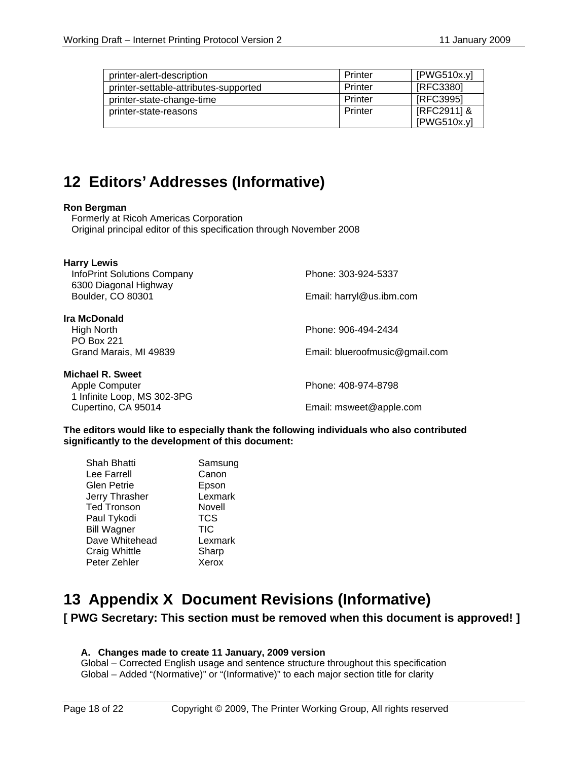| printer-alert-description | Printer | [PWG510x.y] |
|---|---|---|
| printer-settable-attributes-supported | Printer | [RFC3380] |
| printer-state-change-time | Printer | [RFC3995] |
| printer-state-reasons | Printer | [RFC2911] & [PWG510x.y] |

# 12 Editors' Addresses (Informative)

**Ron Bergman**
Formerly at Ricoh Americas Corporation
Original principal editor of this specification through November 2008

**Harry Lewis**
InfoPrint Solutions Company
6300 Diagonal Highway
Boulder, CO 80301
Phone: 303-924-5337
Email: harryl@us.ibm.com

**Ira McDonald**
High North
PO Box 221
Grand Marais, MI 49839
Phone: 906-494-2434
Email: blueroofmusic@gmail.com

**Michael R. Sweet**
Apple Computer
1 Infinite Loop, MS 302-3PG
Cupertino, CA 95014
Phone: 408-974-8798
Email: msweet@apple.com

**The editors would like to especially thank the following individuals who also contributed significantly to the development of this document:**

| | |
|---|---|
| Shah Bhatti | Samsung |
| Lee Farrell | Canon |
| Glen Petrie | Epson |
| Jerry Thrasher | Lexmark |
| Ted Tronson | Novell |
| Paul Tykodi | TCS |
| Bill Wagner | TIC |
| Dave Whitehead | Lexmark |
| Craig Whittle | Sharp |
| Peter Zehler | Xerox |

# 13 Appendix X Document Revisions (Informative)

**[ PWG Secretary: This section must be removed when this document is approved! ]**

**A. Changes made to create 11 January, 2009 version**

Global – Corrected English usage and sentence structure throughout this specification
Global – Added "(Normative)" or "(Informative)" to each major section title for clarity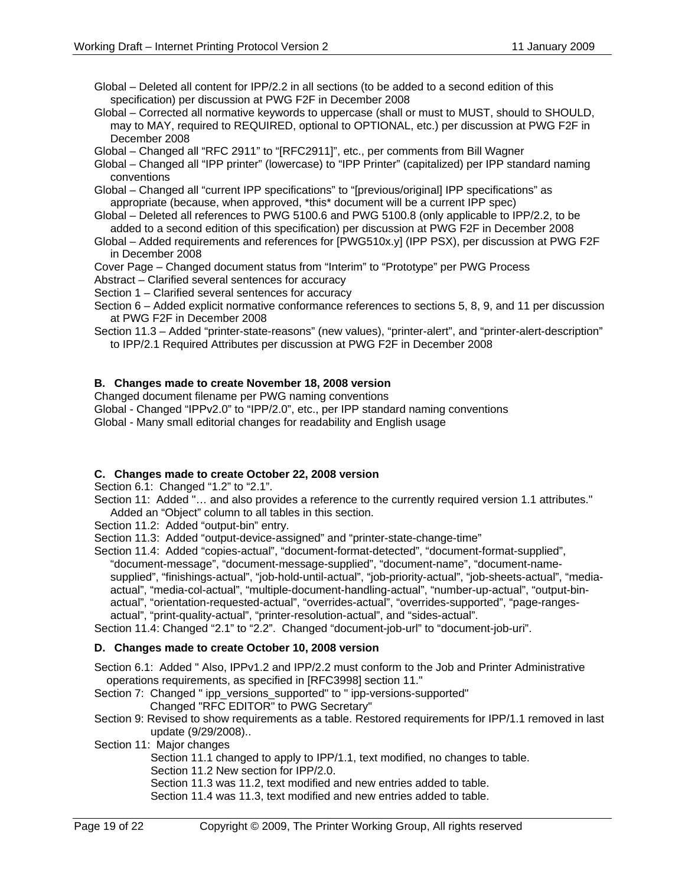Global – Deleted all content for IPP/2.2 in all sections (to be added to a second edition of this specification) per discussion at PWG F2F in December 2008

Global – Corrected all normative keywords to uppercase (shall or must to MUST, should to SHOULD, may to MAY, required to REQUIRED, optional to OPTIONAL, etc.) per discussion at PWG F2F in December 2008

Global – Changed all "RFC 2911" to "[RFC2911]", etc., per comments from Bill Wagner

Global – Changed all "IPP printer" (lowercase) to "IPP Printer" (capitalized) per IPP standard naming conventions

Global – Changed all "current IPP specifications" to "[previous/original] IPP specifications" as appropriate (because, when approved, *this* document will be a current IPP spec)

Global – Deleted all references to PWG 5100.6 and PWG 5100.8 (only applicable to IPP/2.2, to be added to a second edition of this specification) per discussion at PWG F2F in December 2008

Global – Added requirements and references for [PWG510x.y] (IPP PSX), per discussion at PWG F2F in December 2008

Cover Page – Changed document status from "Interim" to "Prototype" per PWG Process

Abstract – Clarified several sentences for accuracy

Section 1 – Clarified several sentences for accuracy

Section 6 – Added explicit normative conformance references to sections 5, 8, 9, and 11 per discussion at PWG F2F in December 2008

Section 11.3 – Added "printer-state-reasons" (new values), "printer-alert", and "printer-alert-description" to IPP/2.1 Required Attributes per discussion at PWG F2F in December 2008

**B. Changes made to create November 18, 2008 version**

Changed document filename per PWG naming conventions

Global - Changed "IPPv2.0" to "IPP/2.0", etc., per IPP standard naming conventions

Global - Many small editorial changes for readability and English usage

**C. Changes made to create October 22, 2008 version**

Section 6.1: Changed "1.2" to "2.1".

Section 11: Added "… and also provides a reference to the currently required version 1.1 attributes." Added an "Object" column to all tables in this section.

Section 11.2: Added "output-bin" entry.

Section 11.3: Added "output-device-assigned" and "printer-state-change-time"

Section 11.4: Added "copies-actual", "document-format-detected", "document-format-supplied", "document-message", "document-message-supplied", "document-name", "document-name-supplied", "finishings-actual", "job-hold-until-actual", "job-priority-actual", "job-sheets-actual", "media-actual", "media-col-actual", "multiple-document-handling-actual", "number-up-actual", "output-bin-actual", "orientation-requested-actual", "overrides-actual", "overrides-supported", "page-ranges-actual", "print-quality-actual", "printer-resolution-actual", and "sides-actual".

Section 11.4: Changed "2.1" to "2.2". Changed "document-job-url" to "document-job-uri".

**D. Changes made to create October 10, 2008 version**

Section 6.1: Added " Also, IPPv1.2 and IPP/2.2 must conform to the Job and Printer Administrative operations requirements, as specified in [RFC3998] section 11."

Section 7: Changed " ipp_versions_supported" to " ipp-versions-supported"
Changed "RFC EDITOR" to PWG Secretary"

Section 9: Revised to show requirements as a table. Restored requirements for IPP/1.1 removed in last update (9/29/2008)..

Section 11: Major changes
Section 11.1 changed to apply to IPP/1.1, text modified, no changes to table.
Section 11.2 New section for IPP/2.0.
Section 11.3 was 11.2, text modified and new entries added to table.
Section 11.4 was 11.3, text modified and new entries added to table.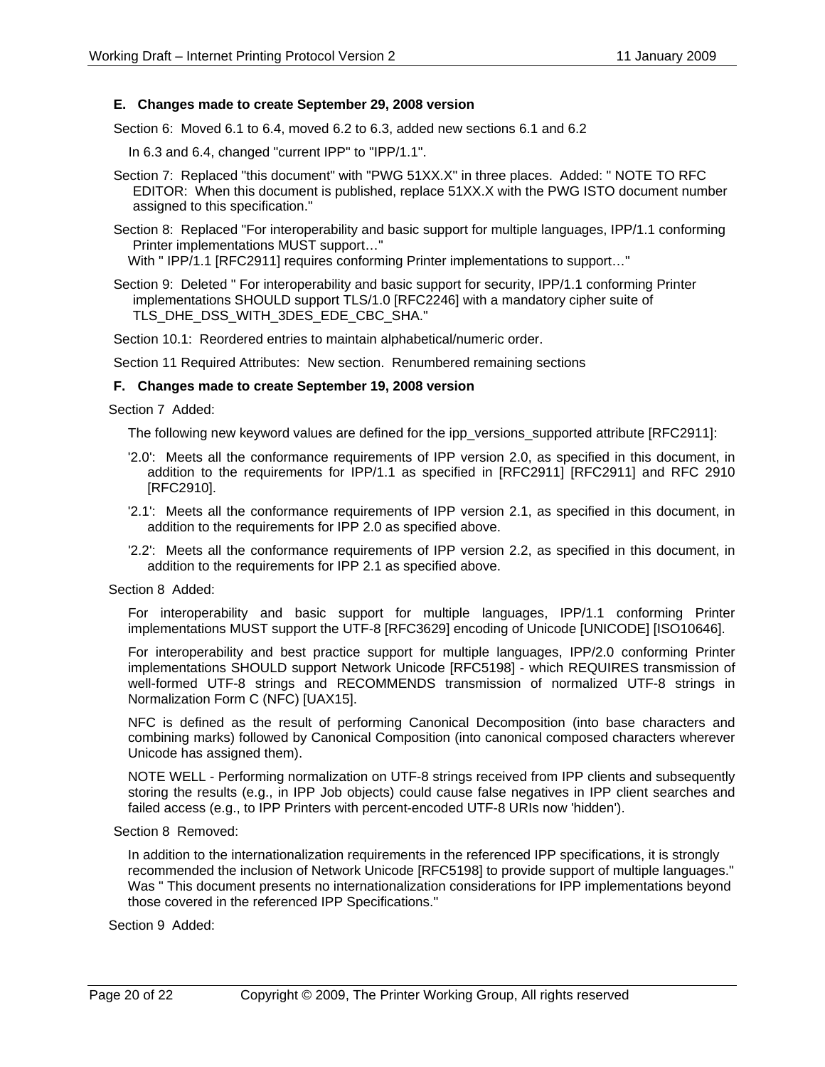### E. Changes made to create September 29, 2008 version

Section 6: Moved 6.1 to 6.4, moved 6.2 to 6.3, added new sections 6.1 and 6.2

In 6.3 and 6.4, changed "current IPP" to "IPP/1.1".

Section 7: Replaced "this document" with "PWG 51XX.X" in three places. Added: " NOTE TO RFC EDITOR: When this document is published, replace 51XX.X with the PWG ISTO document number assigned to this specification."

Section 8: Replaced "For interoperability and basic support for multiple languages, IPP/1.1 conforming Printer implementations MUST support…"
With " IPP/1.1 [RFC2911] requires conforming Printer implementations to support…"

Section 9: Deleted " For interoperability and basic support for security, IPP/1.1 conforming Printer implementations SHOULD support TLS/1.0 [RFC2246] with a mandatory cipher suite of TLS_DHE_DSS_WITH_3DES_EDE_CBC_SHA."

Section 10.1: Reordered entries to maintain alphabetical/numeric order.

Section 11 Required Attributes: New section. Renumbered remaining sections

### F. Changes made to create September 19, 2008 version

Section 7 Added:

The following new keyword values are defined for the ipp_versions_supported attribute [RFC2911]:

'2.0': Meets all the conformance requirements of IPP version 2.0, as specified in this document, in addition to the requirements for IPP/1.1 as specified in [RFC2911] [RFC2911] and RFC 2910 [RFC2910].

'2.1': Meets all the conformance requirements of IPP version 2.1, as specified in this document, in addition to the requirements for IPP 2.0 as specified above.

'2.2': Meets all the conformance requirements of IPP version 2.2, as specified in this document, in addition to the requirements for IPP 2.1 as specified above.

Section 8 Added:

For interoperability and basic support for multiple languages, IPP/1.1 conforming Printer implementations MUST support the UTF-8 [RFC3629] encoding of Unicode [UNICODE] [ISO10646].

For interoperability and best practice support for multiple languages, IPP/2.0 conforming Printer implementations SHOULD support Network Unicode [RFC5198] - which REQUIRES transmission of well-formed UTF-8 strings and RECOMMENDS transmission of normalized UTF-8 strings in Normalization Form C (NFC) [UAX15].

NFC is defined as the result of performing Canonical Decomposition (into base characters and combining marks) followed by Canonical Composition (into canonical composed characters wherever Unicode has assigned them).

NOTE WELL - Performing normalization on UTF-8 strings received from IPP clients and subsequently storing the results (e.g., in IPP Job objects) could cause false negatives in IPP client searches and failed access (e.g., to IPP Printers with percent-encoded UTF-8 URIs now 'hidden').

Section 8 Removed:

In addition to the internationalization requirements in the referenced IPP specifications, it is strongly recommended the inclusion of Network Unicode [RFC5198] to provide support of multiple languages." Was " This document presents no internationalization considerations for IPP implementations beyond those covered in the referenced IPP Specifications."

Section 9 Added: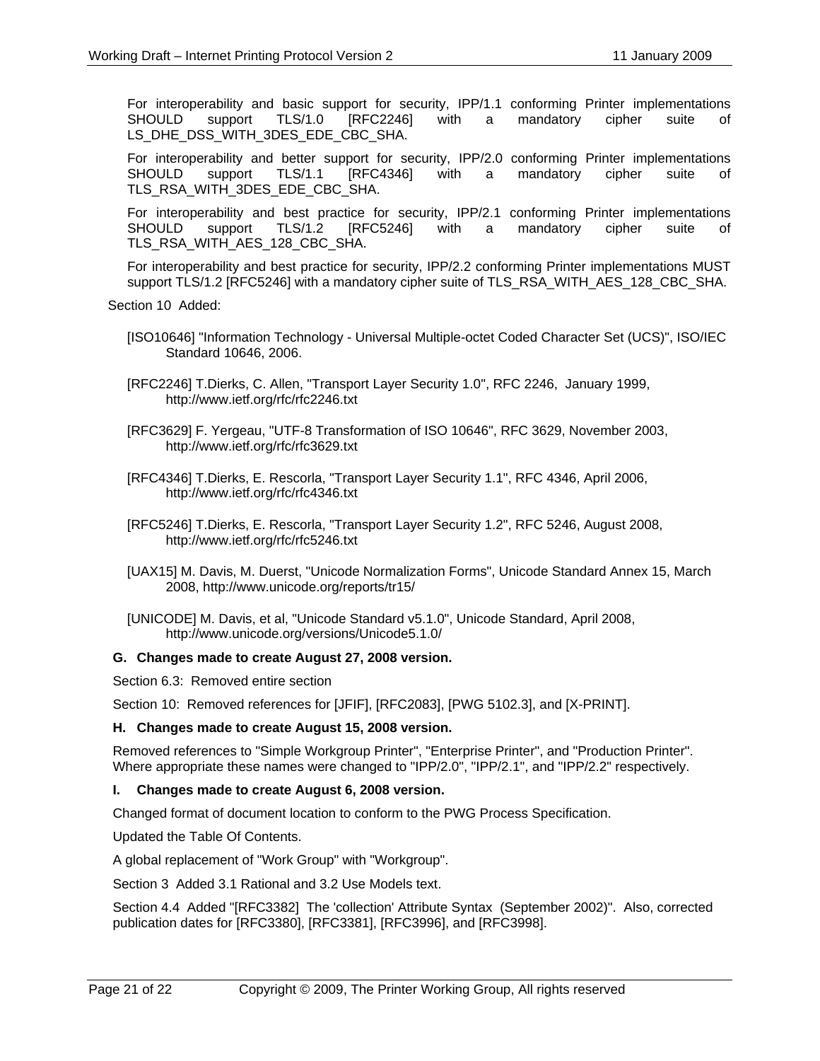For interoperability and basic support for security, IPP/1.1 conforming Printer implementations SHOULD support TLS/1.0 [RFC2246] with a mandatory cipher suite of LS_DHE_DSS_WITH_3DES_EDE_CBC_SHA.

For interoperability and better support for security, IPP/2.0 conforming Printer implementations SHOULD support TLS/1.1 [RFC4346] with a mandatory cipher suite of TLS_RSA_WITH_3DES_EDE_CBC_SHA.

For interoperability and best practice for security, IPP/2.1 conforming Printer implementations SHOULD support TLS/1.2 [RFC5246] with a mandatory cipher suite of TLS_RSA_WITH_AES_128_CBC_SHA.

For interoperability and best practice for security, IPP/2.2 conforming Printer implementations MUST support TLS/1.2 [RFC5246] with a mandatory cipher suite of TLS_RSA_WITH_AES_128_CBC_SHA.

Section 10 Added:

[ISO10646] "Information Technology - Universal Multiple-octet Coded Character Set (UCS)", ISO/IEC Standard 10646, 2006.

[RFC2246] T.Dierks, C. Allen, "Transport Layer Security 1.0", RFC 2246, January 1999, http://www.ietf.org/rfc/rfc2246.txt

[RFC3629] F. Yergeau, "UTF-8 Transformation of ISO 10646", RFC 3629, November 2003, http://www.ietf.org/rfc/rfc3629.txt

[RFC4346] T.Dierks, E. Rescorla, "Transport Layer Security 1.1", RFC 4346, April 2006, http://www.ietf.org/rfc/rfc4346.txt

[RFC5246] T.Dierks, E. Rescorla, "Transport Layer Security 1.2", RFC 5246, August 2008, http://www.ietf.org/rfc/rfc5246.txt

[UAX15] M. Davis, M. Duerst, "Unicode Normalization Forms", Unicode Standard Annex 15, March 2008, http://www.unicode.org/reports/tr15/

[UNICODE] M. Davis, et al, "Unicode Standard v5.1.0", Unicode Standard, April 2008, http://www.unicode.org/versions/Unicode5.1.0/

### G. Changes made to create August 27, 2008 version.

Section 6.3: Removed entire section

Section 10: Removed references for [JFIF], [RFC2083], [PWG 5102.3], and [X-PRINT].

### H. Changes made to create August 15, 2008 version.

Removed references to "Simple Workgroup Printer", "Enterprise Printer", and "Production Printer". Where appropriate these names were changed to "IPP/2.0", "IPP/2.1", and "IPP/2.2" respectively.

### I. Changes made to create August 6, 2008 version.

Changed format of document location to conform to the PWG Process Specification.

Updated the Table Of Contents.

A global replacement of "Work Group" with "Workgroup".

Section 3 Added 3.1 Rational and 3.2 Use Models text.

Section 4.4 Added "[RFC3382] The 'collection' Attribute Syntax (September 2002)". Also, corrected publication dates for [RFC3380], [RFC3381], [RFC3996], and [RFC3998].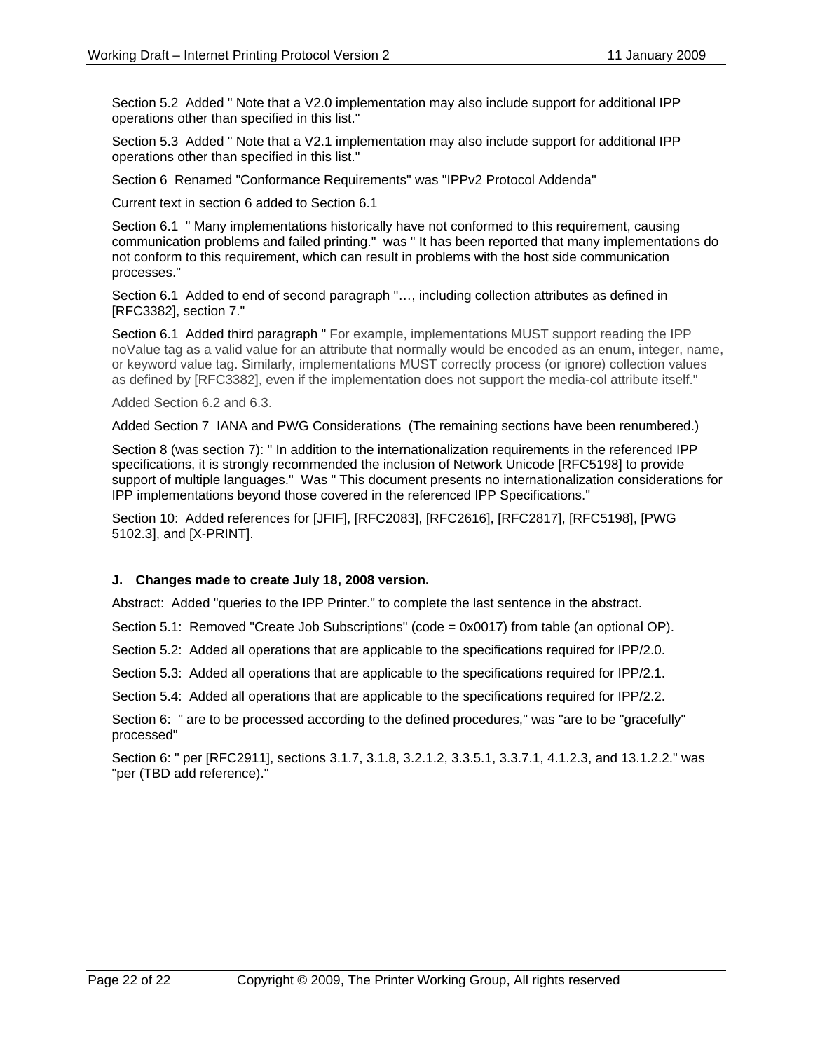Section 5.2  Added " Note that a V2.0 implementation may also include support for additional IPP operations other than specified in this list."

Section 5.3  Added " Note that a V2.1 implementation may also include support for additional IPP operations other than specified in this list."

Section 6  Renamed "Conformance Requirements" was "IPPv2 Protocol Addenda"

Current text in section 6 added to Section 6.1

Section 6.1  " Many implementations historically have not conformed to this requirement, causing communication problems and failed printing."  was " It has been reported that many implementations do not conform to this requirement, which can result in problems with the host side communication processes."

Section 6.1  Added to end of second paragraph "…, including collection attributes as defined in [RFC3382], section 7."

Section 6.1  Added third paragraph " For example, implementations MUST support reading the IPP noValue tag as a valid value for an attribute that normally would be encoded as an enum, integer, name, or keyword value tag. Similarly, implementations MUST correctly process (or ignore) collection values as defined by [RFC3382], even if the implementation does not support the media-col attribute itself."

Added Section 6.2 and 6.3.

Added Section 7  IANA and PWG Considerations  (The remaining sections have been renumbered.)

Section 8 (was section 7): " In addition to the internationalization requirements in the referenced IPP specifications, it is strongly recommended the inclusion of Network Unicode [RFC5198] to provide support of multiple languages."  Was " This document presents no internationalization considerations for IPP implementations beyond those covered in the referenced IPP Specifications."

Section 10:  Added references for [JFIF], [RFC2083], [RFC2616], [RFC2817], [RFC5198], [PWG 5102.3], and [X-PRINT].

### J.   Changes made to create July 18, 2008 version.

Abstract:  Added "queries to the IPP Printer." to complete the last sentence in the abstract.

Section 5.1:  Removed "Create Job Subscriptions" (code = 0x0017) from table (an optional OP).

Section 5.2:  Added all operations that are applicable to the specifications required for IPP/2.0.

Section 5.3:  Added all operations that are applicable to the specifications required for IPP/2.1.

Section 5.4:  Added all operations that are applicable to the specifications required for IPP/2.2.

Section 6:  " are to be processed according to the defined procedures," was "are to be "gracefully" processed"

Section 6: " per [RFC2911], sections 3.1.7, 3.1.8, 3.2.1.2, 3.3.5.1, 3.3.7.1, 4.1.2.3, and 13.1.2.2." was "per (TBD add reference)."